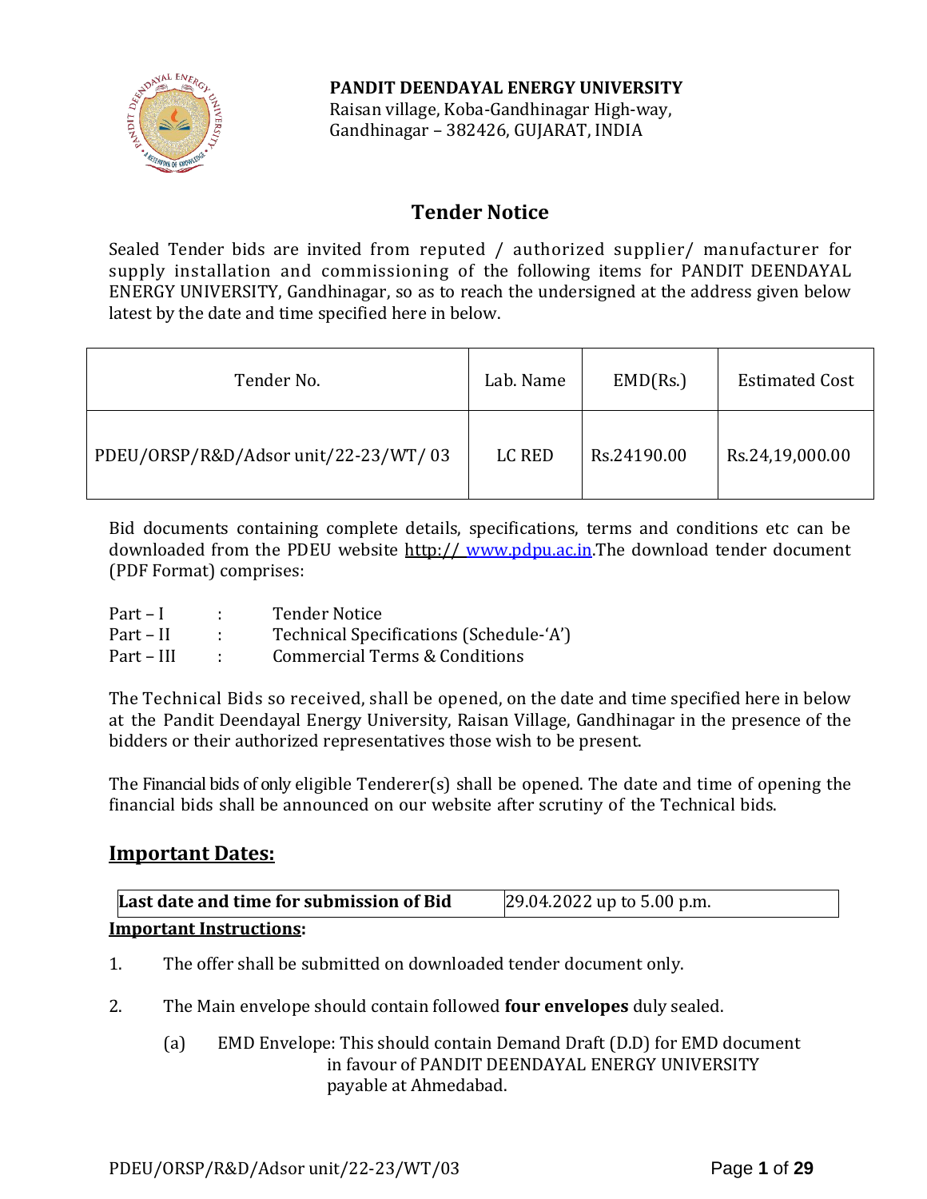**PANDIT DEENDAYAL ENERGY UNIVERSITY**
Raisan village, Koba-Gandhinagar High-way,
Gandhinagar – 382426, GUJARAT, INDIA

# Tender Notice

Sealed Tender bids are invited from reputed / authorized supplier/ manufacturer for supply installation and commissioning of the following items for PANDIT DEENDAYAL ENERGY UNIVERSITY, Gandhinagar, so as to reach the undersigned at the address given below latest by the date and time specified here in below.

| Tender No. | Lab. Name | EMD(Rs.) | Estimated Cost |
|---|---|---|---|
| PDEU/ORSP/R&D/Adsor unit/22-23/WT/ 03 | LC RED | Rs.24190.00 | Rs.24,19,000.00 |

Bid documents containing complete details, specifications, terms and conditions etc can be downloaded from the PDEU website http:// www.pdpu.ac.in.The download tender document (PDF Format) comprises:

Part – I : Tender Notice
Part – II : Technical Specifications (Schedule-'A')
Part – III : Commercial Terms & Conditions

The Technical Bids so received, shall be opened, on the date and time specified here in below at the Pandit Deendayal Energy University, Raisan Village, Gandhinagar in the presence of the bidders or their authorized representatives those wish to be present.

The Financial bids of only eligible Tenderer(s) shall be opened. The date and time of opening the financial bids shall be announced on our website after scrutiny of the Technical bids.

## Important Dates:

| Last date and time for submission of Bid | 29.04.2022 up to 5.00 p.m. |
|---|---|

**Important Instructions:**

1. The offer shall be submitted on downloaded tender document only.
2. The Main envelope should contain followed **four envelopes** duly sealed.
   (a) EMD Envelope: This should contain Demand Draft (D.D) for EMD document in favour of PANDIT DEENDAYAL ENERGY UNIVERSITY payable at Ahmedabad.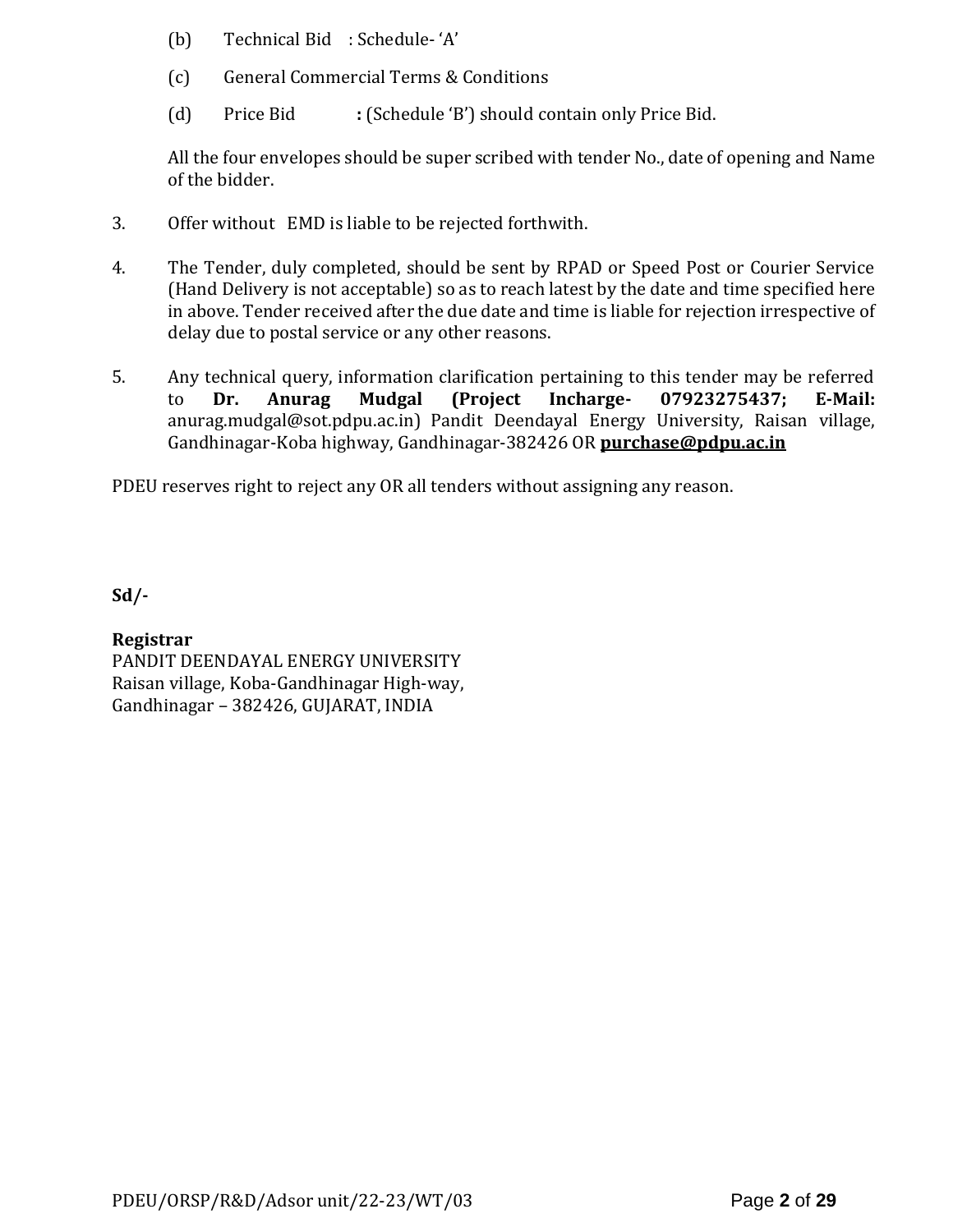(b) Technical Bid : Schedule- 'A'

(c) General Commercial Terms & Conditions

(d) Price Bid **:** (Schedule 'B') should contain only Price Bid.

All the four envelopes should be super scribed with tender No., date of opening and Name of the bidder.

3. Offer without EMD is liable to be rejected forthwith.

4. The Tender, duly completed, should be sent by RPAD or Speed Post or Courier Service (Hand Delivery is not acceptable) so as to reach latest by the date and time specified here in above. Tender received after the due date and time is liable for rejection irrespective of delay due to postal service or any other reasons.

5. Any technical query, information clarification pertaining to this tender may be referred to **Dr. Anurag Mudgal (Project Incharge- 07923275437; E-Mail:** anurag.mudgal@sot.pdpu.ac.in) Pandit Deendayal Energy University, Raisan village, Gandhinagar-Koba highway, Gandhinagar-382426 OR **purchase@pdpu.ac.in**

PDEU reserves right to reject any OR all tenders without assigning any reason.

**Sd/-**

**Registrar**
PANDIT DEENDAYAL ENERGY UNIVERSITY
Raisan village, Koba-Gandhinagar High-way,
Gandhinagar – 382426, GUJARAT, INDIA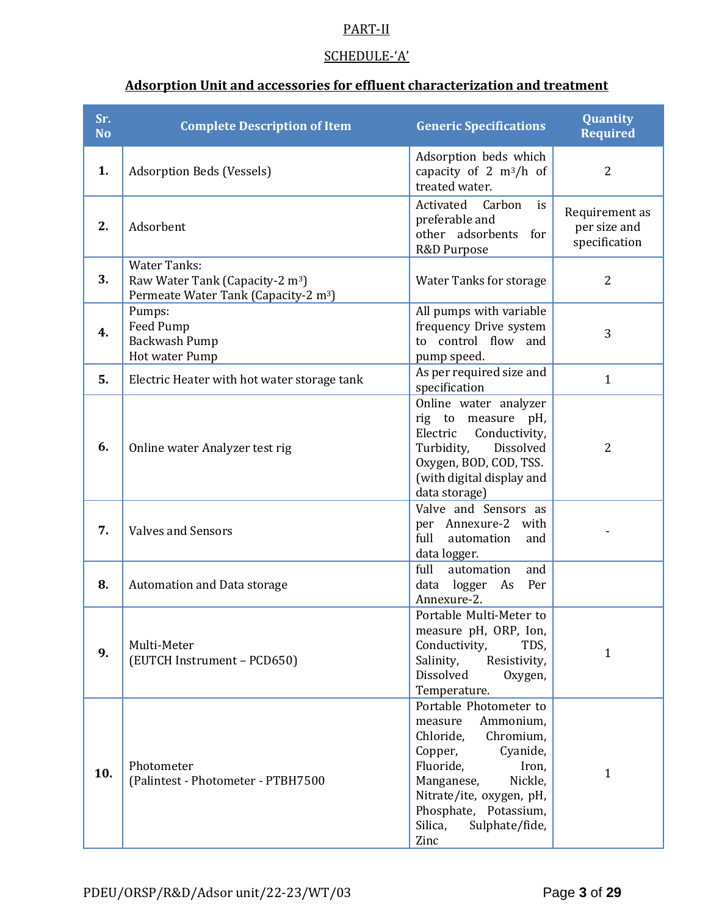## PART-II

## SCHEDULE-'A'

## **Adsorption Unit and accessories for effluent characterization and treatment**

| Sr. No | Complete Description of Item | Generic Specifications | Quantity Required |
|---|---|---|---|
| **1.** | Adsorption Beds (Vessels) | Adsorption beds which capacity of 2 $m^3/h$ of treated water. | 2 |
| **2.** | Adsorbent | Activated Carbon is preferable and other adsorbents for R&D Purpose | Requirement as per size and specification |
| **3.** | Water Tanks:<br>Raw Water Tank (Capacity-2 $m^3$)<br>Permeate Water Tank (Capacity-2 $m^3$) | Water Tanks for storage | 2 |
| **4.** | Pumps:<br>Feed Pump<br>Backwash Pump<br>Hot water Pump | All pumps with variable frequency Drive system to control flow and pump speed. | 3 |
| **5.** | Electric Heater with hot water storage tank | As per required size and specification | 1 |
| **6.** | Online water Analyzer test rig | Online water analyzer rig to measure pH, Electric Conductivity, Turbidity, Dissolved Oxygen, BOD, COD, TSS. (with digital display and data storage) | 2 |
| **7.** | Valves and Sensors | Valve and Sensors as per Annexure-2 with full automation and data logger. | - |
| **8.** | Automation and Data storage | full automation and data logger As Per Annexure-2. | |
| **9.** | Multi-Meter<br>(EUTCH Instrument – PCD650) | Portable Multi-Meter to measure pH, ORP, Ion, Conductivity, TDS, Salinity, Resistivity, Dissolved Oxygen, Temperature. | 1 |
| **10.** | Photometer<br>(Palintest - Photometer - PTBH7500 | Portable Photometer to measure Ammonium, Chloride, Chromium, Copper, Cyanide, Fluoride, Iron, Manganese, Nickle, Nitrate/ite, oxygen, pH, Phosphate, Potassium, Silica, Sulphate/fide, Zinc | 1 |

PDEU/ORSP/R&D/Adsor unit/22-23/WT/03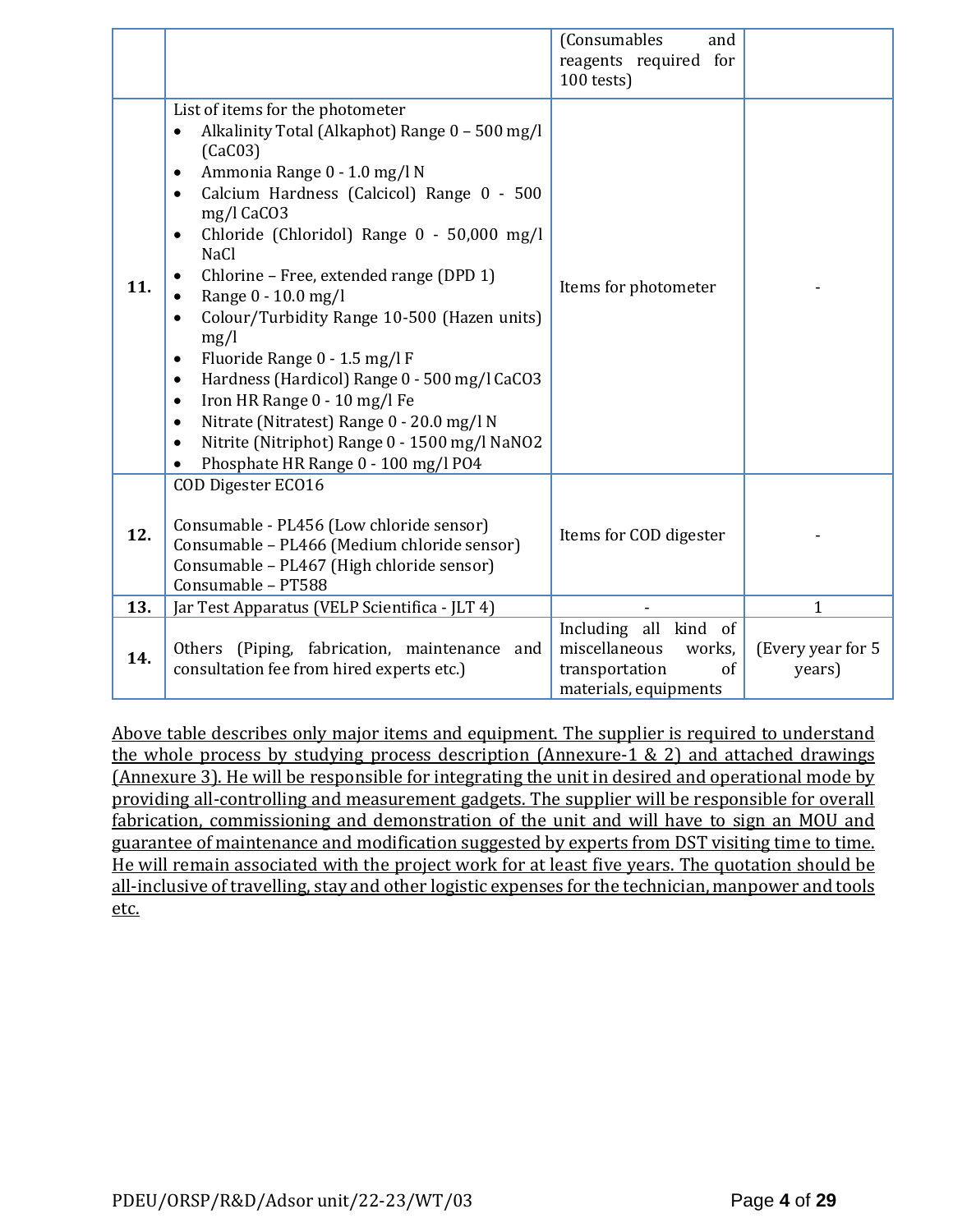| | | | |
|---|---|---|---|
| | | (Consumables and reagents required for 100 tests) | |
| **11.** | List of items for the photometer<br>• Alkalinity Total (Alkaphot) Range 0 – 500 mg/l (CaC03)<br>• Ammonia Range 0 - 1.0 mg/l N<br>• Calcium Hardness (Calcicol) Range 0 - 500 mg/l CaCO3<br>• Chloride (Chloridol) Range 0 - 50,000 mg/l NaCl<br>• Chlorine – Free, extended range (DPD 1)<br>• Range 0 - 10.0 mg/l<br>• Colour/Turbidity Range 10-500 (Hazen units) mg/l<br>• Fluoride Range 0 - 1.5 mg/l F<br>• Hardness (Hardicol) Range 0 - 500 mg/l CaCO3<br>• Iron HR Range 0 - 10 mg/l Fe<br>• Nitrate (Nitratest) Range 0 - 20.0 mg/l N<br>• Nitrite (Nitriphot) Range 0 - 1500 mg/l NaNO2<br>• Phosphate HR Range 0 - 100 mg/l PO4 | Items for photometer | - |
| **12.** | COD Digester ECO16<br><br>Consumable - PL456 (Low chloride sensor)<br>Consumable – PL466 (Medium chloride sensor)<br>Consumable – PL467 (High chloride sensor)<br>Consumable – PT588 | Items for COD digester | - |
| **13.** | Jar Test Apparatus (VELP Scientifica - JLT 4) | - | 1 |
| **14.** | Others (Piping, fabrication, maintenance and consultation fee from hired experts etc.) | Including all kind of miscellaneous works, transportation of materials, equipments | (Every year for 5 years) |

Above table describes only major items and equipment. The supplier is required to understand the whole process by studying process description (Annexure-1 & 2) and attached drawings (Annexure 3). He will be responsible for integrating the unit in desired and operational mode by providing all-controlling and measurement gadgets. The supplier will be responsible for overall fabrication, commissioning and demonstration of the unit and will have to sign an MOU and guarantee of maintenance and modification suggested by experts from DST visiting time to time. He will remain associated with the project work for at least five years. The quotation should be all-inclusive of travelling, stay and other logistic expenses for the technician, manpower and tools etc.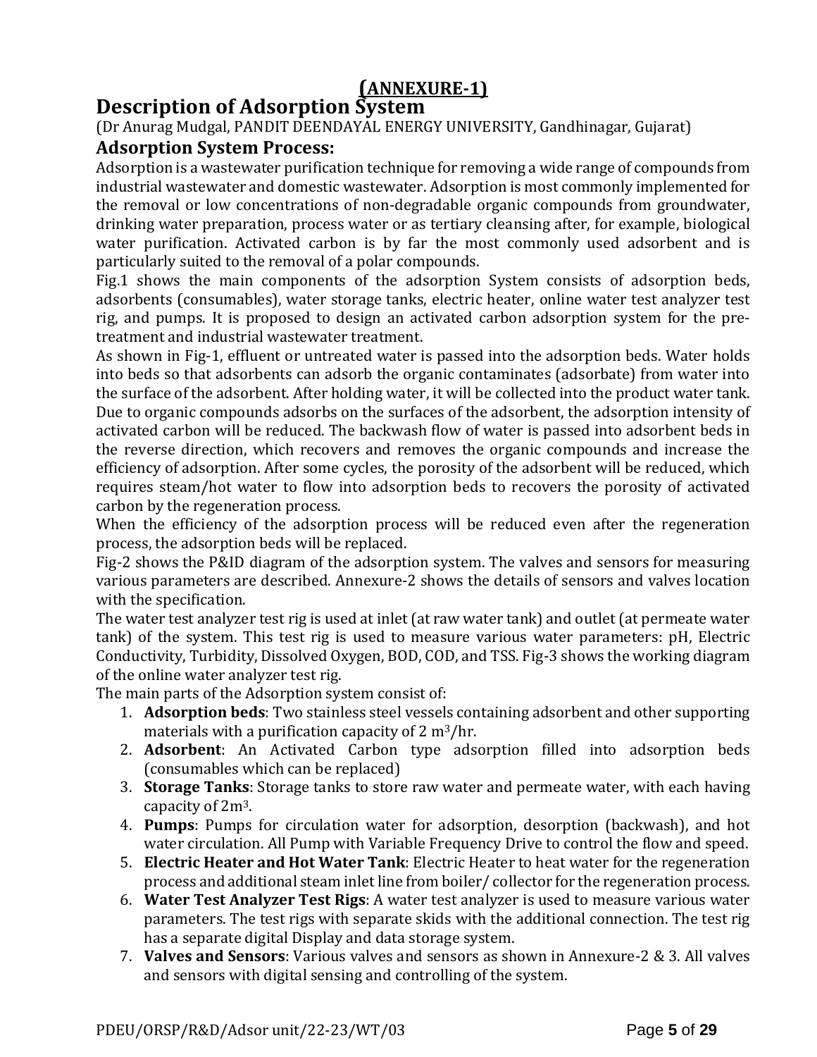**(ANNEXURE-1)**

# Description of Adsorption System

(Dr Anurag Mudgal, PANDIT DEENDAYAL ENERGY UNIVERSITY, Gandhinagar, Gujarat)

## Adsorption System Process:

Adsorption is a wastewater purification technique for removing a wide range of compounds from industrial wastewater and domestic wastewater. Adsorption is most commonly implemented for the removal or low concentrations of non-degradable organic compounds from groundwater, drinking water preparation, process water or as tertiary cleansing after, for example, biological water purification. Activated carbon is by far the most commonly used adsorbent and is particularly suited to the removal of a polar compounds.

Fig.1 shows the main components of the adsorption System consists of adsorption beds, adsorbents (consumables), water storage tanks, electric heater, online water test analyzer test rig, and pumps. It is proposed to design an activated carbon adsorption system for the pre-treatment and industrial wastewater treatment.

As shown in Fig-1, effluent or untreated water is passed into the adsorption beds. Water holds into beds so that adsorbents can adsorb the organic contaminates (adsorbate) from water into the surface of the adsorbent. After holding water, it will be collected into the product water tank. Due to organic compounds adsorbs on the surfaces of the adsorbent, the adsorption intensity of activated carbon will be reduced. The backwash flow of water is passed into adsorbent beds in the reverse direction, which recovers and removes the organic compounds and increase the efficiency of adsorption. After some cycles, the porosity of the adsorbent will be reduced, which requires steam/hot water to flow into adsorption beds to recovers the porosity of activated carbon by the regeneration process.

When the efficiency of the adsorption process will be reduced even after the regeneration process, the adsorption beds will be replaced.

Fig-2 shows the P&ID diagram of the adsorption system. The valves and sensors for measuring various parameters are described. Annexure-2 shows the details of sensors and valves location with the specification.

The water test analyzer test rig is used at inlet (at raw water tank) and outlet (at permeate water tank) of the system. This test rig is used to measure various water parameters: pH, Electric Conductivity, Turbidity, Dissolved Oxygen, BOD, COD, and TSS. Fig-3 shows the working diagram of the online water analyzer test rig.

The main parts of the Adsorption system consist of:

1. **Adsorption beds**: Two stainless steel vessels containing adsorbent and other supporting materials with a purification capacity of 2 $m^3$/hr.
2. **Adsorbent**: An Activated Carbon type adsorption filled into adsorption beds (consumables which can be replaced)
3. **Storage Tanks**: Storage tanks to store raw water and permeate water, with each having capacity of 2$m^3$.
4. **Pumps**: Pumps for circulation water for adsorption, desorption (backwash), and hot water circulation. All Pump with Variable Frequency Drive to control the flow and speed.
5. **Electric Heater and Hot Water Tank**: Electric Heater to heat water for the regeneration process and additional steam inlet line from boiler/ collector for the regeneration process.
6. **Water Test Analyzer Test Rigs**: A water test analyzer is used to measure various water parameters. The test rigs with separate skids with the additional connection. The test rig has a separate digital Display and data storage system.
7. **Valves and Sensors**: Various valves and sensors as shown in Annexure-2 & 3. All valves and sensors with digital sensing and controlling of the system.

PDEU/ORSP/R&D/Adsor unit/22-23/WT/03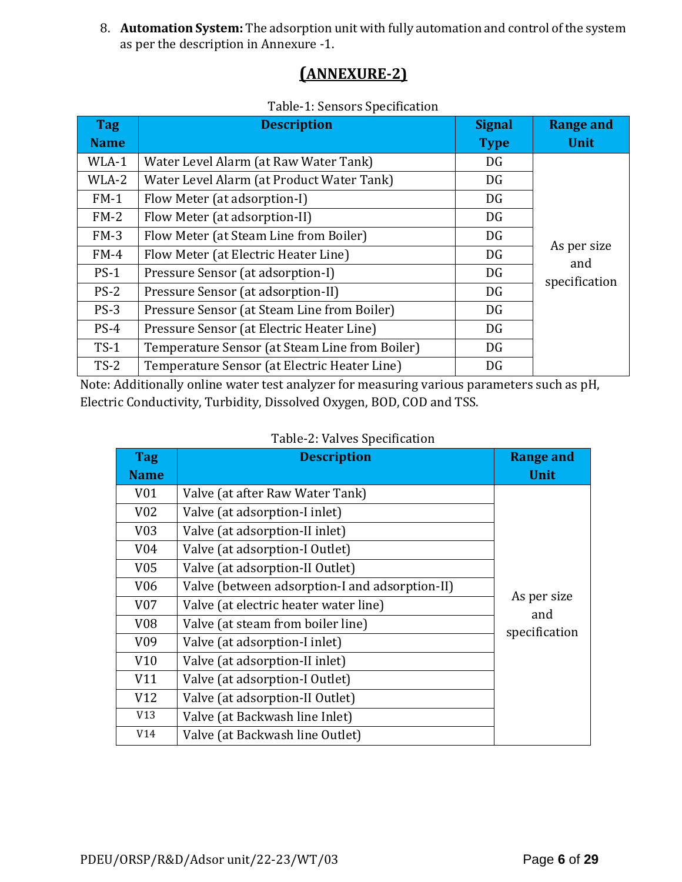8. **Automation System:** The adsorption unit with fully automation and control of the system as per the description in Annexure -1.

## (ANNEXURE-2)

Table-1: Sensors Specification

| Tag Name | Description | Signal Type | Range and Unit |
|---|---|---|---|
| WLA-1 | Water Level Alarm (at Raw Water Tank) | DG | As per size and specification |
| WLA-2 | Water Level Alarm (at Product Water Tank) | DG | |
| FM-1 | Flow Meter (at adsorption-I) | DG | |
| FM-2 | Flow Meter (at adsorption-II) | DG | |
| FM-3 | Flow Meter (at Steam Line from Boiler) | DG | |
| FM-4 | Flow Meter (at Electric Heater Line) | DG | |
| PS-1 | Pressure Sensor (at adsorption-I) | DG | |
| PS-2 | Pressure Sensor (at adsorption-II) | DG | |
| PS-3 | Pressure Sensor (at Steam Line from Boiler) | DG | |
| PS-4 | Pressure Sensor (at Electric Heater Line) | DG | |
| TS-1 | Temperature Sensor (at Steam Line from Boiler) | DG | |
| TS-2 | Temperature Sensor (at Electric Heater Line) | DG | |

Note: Additionally online water test analyzer for measuring various parameters such as pH, Electric Conductivity, Turbidity, Dissolved Oxygen, BOD, COD and TSS.

Table-2: Valves Specification

| Tag Name | Description | Range and Unit |
|---|---|---|
| V01 | Valve (at after Raw Water Tank) | As per size and specification |
| V02 | Valve (at adsorption-I inlet) | |
| V03 | Valve (at adsorption-II inlet) | |
| V04 | Valve (at adsorption-I Outlet) | |
| V05 | Valve (at adsorption-II Outlet) | |
| V06 | Valve (between adsorption-I and adsorption-II) | |
| V07 | Valve (at electric heater water line) | |
| V08 | Valve (at steam from boiler line) | |
| V09 | Valve (at adsorption-I inlet) | |
| V10 | Valve (at adsorption-II inlet) | |
| V11 | Valve (at adsorption-I Outlet) | |
| V12 | Valve (at adsorption-II Outlet) | |
| V13 | Valve (at Backwash line Inlet) | |
| V14 | Valve (at Backwash line Outlet) | |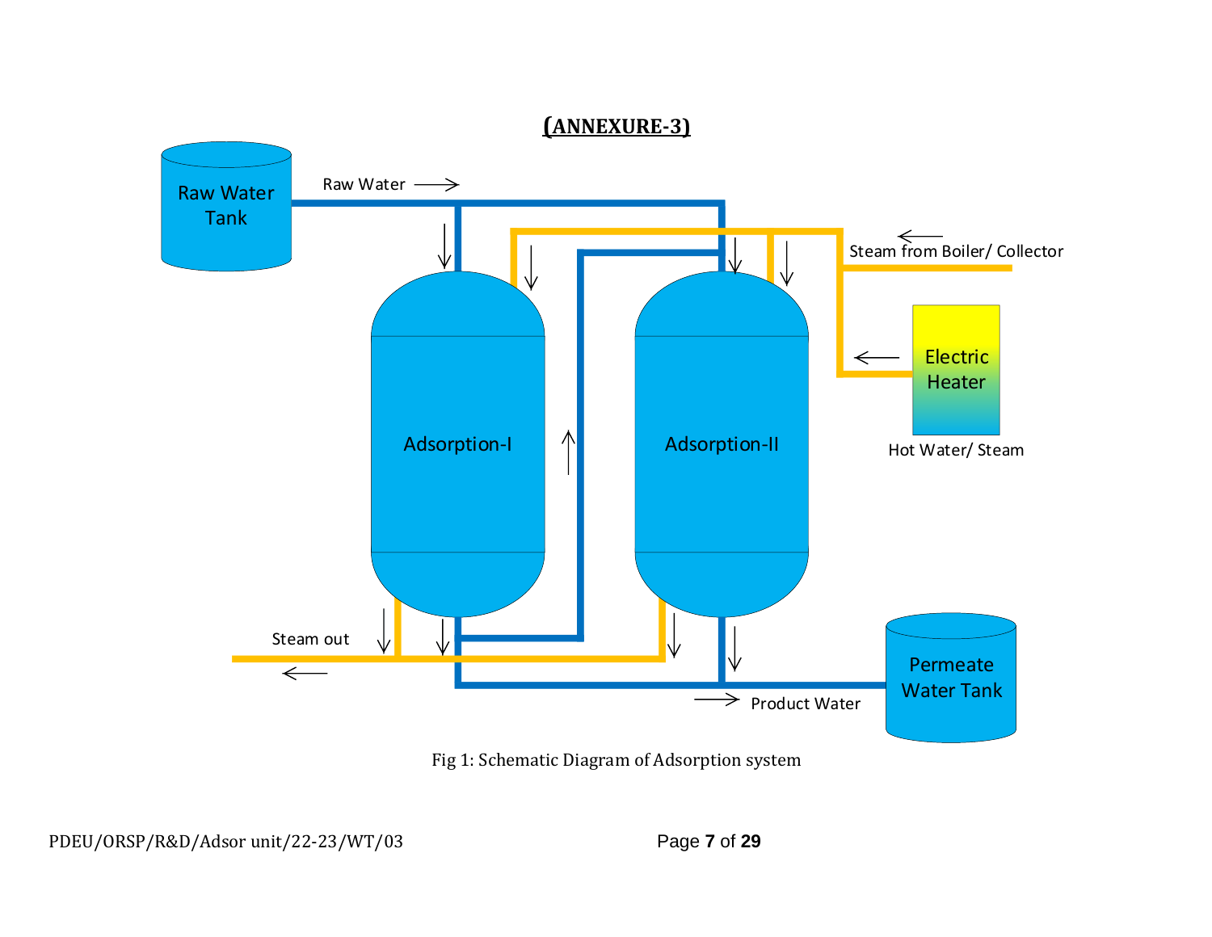# (ANNEXURE-3)

Raw Water Tank

Raw Water

Steam from Boiler/ Collector

Adsorption-I

Adsorption-II

Electric Heater

Hot Water/ Steam

Steam out

Permeate Water Tank

Product Water

Fig 1: Schematic Diagram of Adsorption system

PDEU/ORSP/R&D/Adsor unit/22-23/WT/03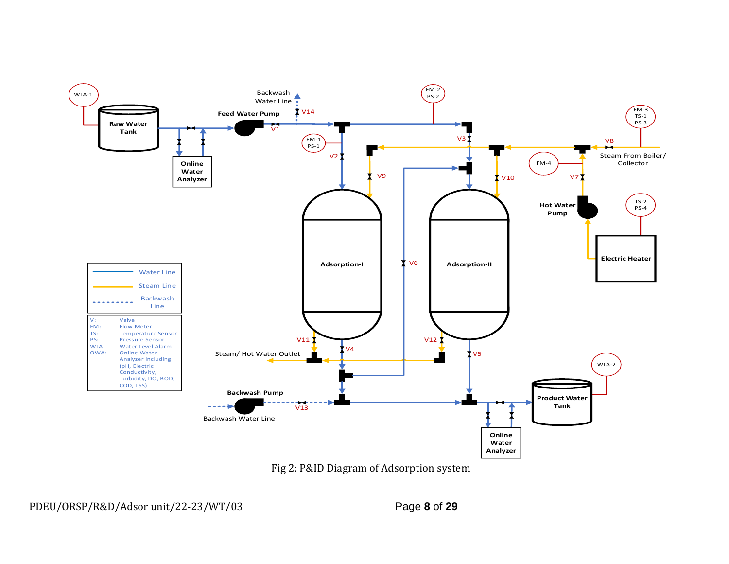Fig 2: P&ID Diagram of Adsorption system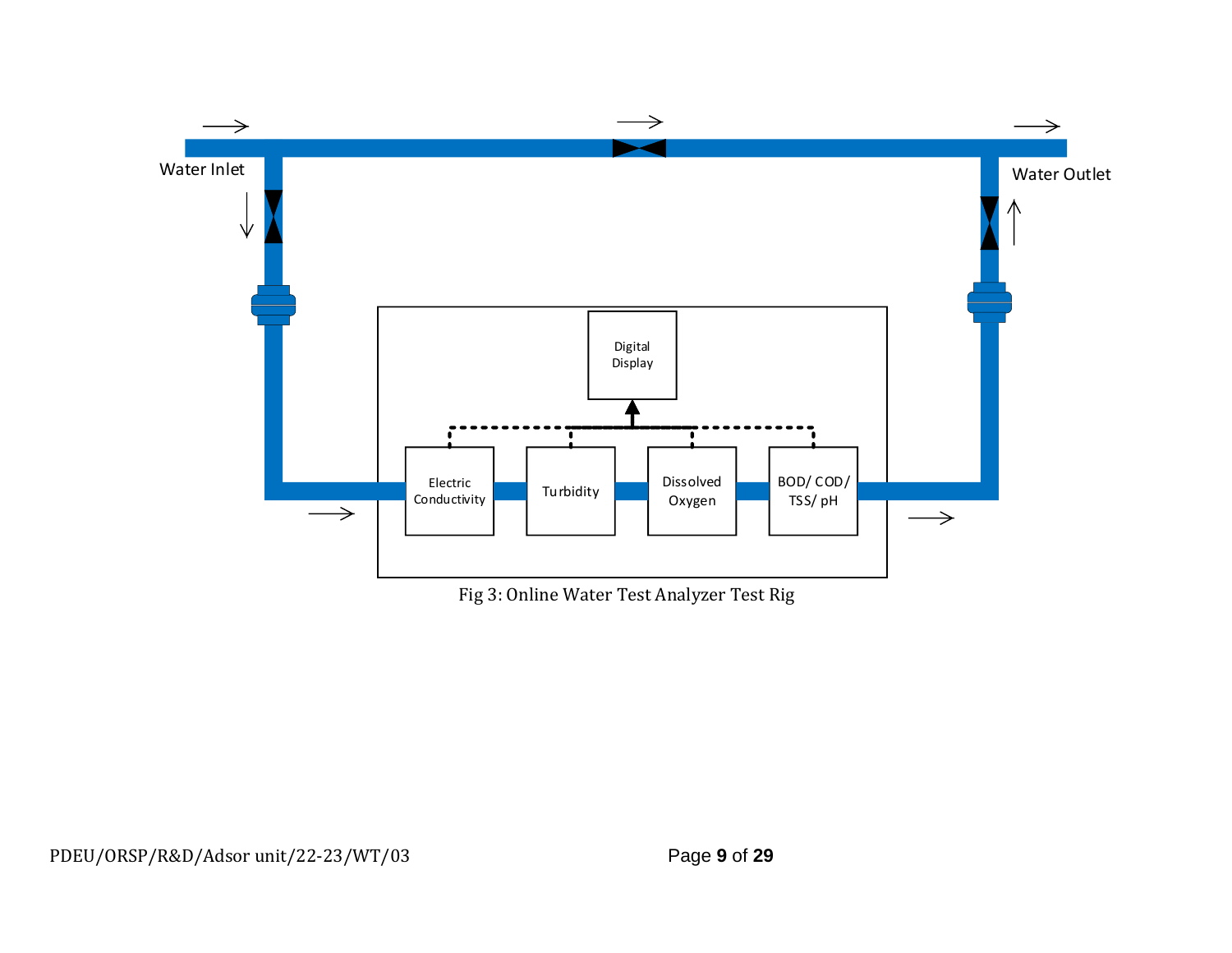Water Inlet

Water Outlet

Digital Display

Electric Conductivity

Turbidity

Dissolved Oxygen

BOD/ COD/ TSS/ pH

Fig 3: Online Water Test Analyzer Test Rig

PDEU/ORSP/R&D/Adsor unit/22-23/WT/03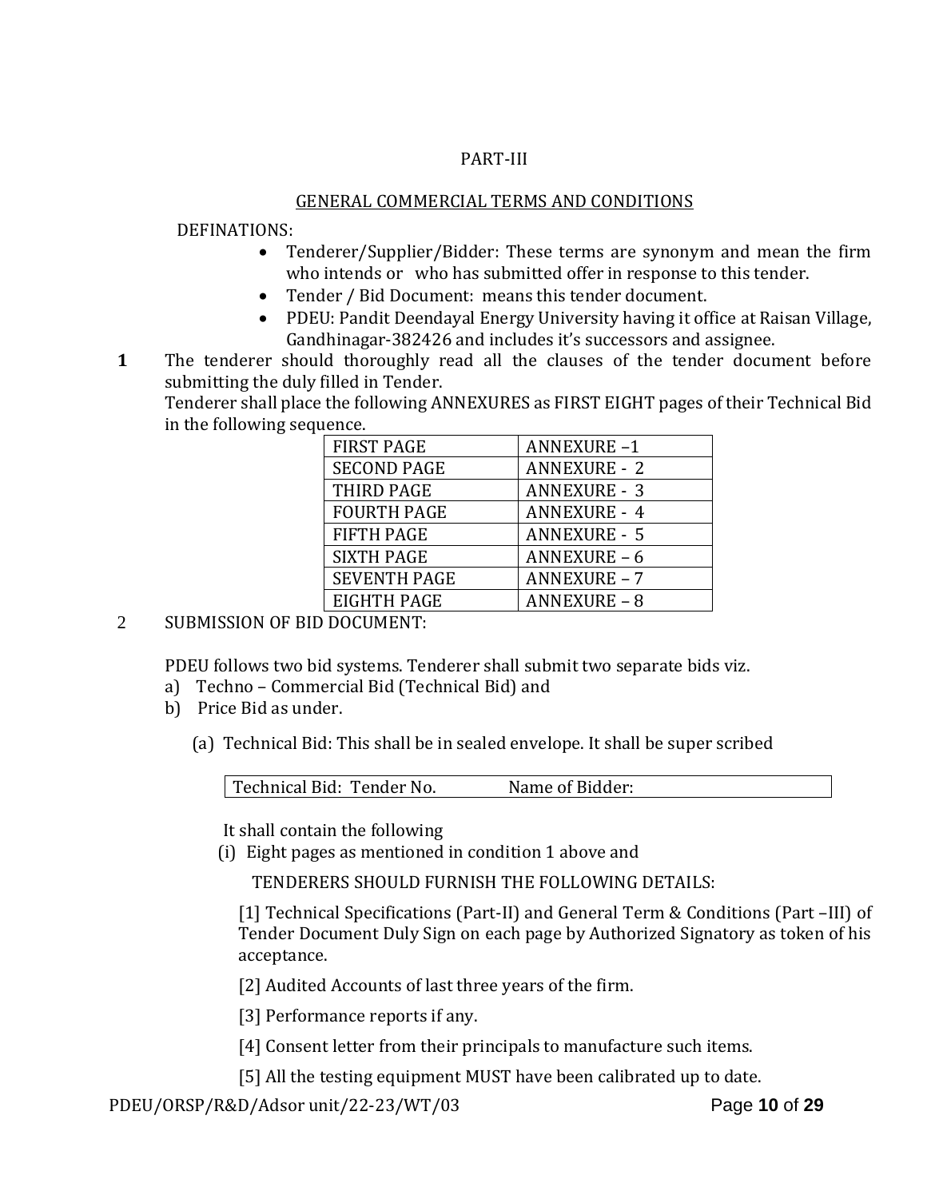PART-III

GENERAL COMMERCIAL TERMS AND CONDITIONS

DEFINATIONS:

- Tenderer/Supplier/Bidder: These terms are synonym and mean the firm who intends or who has submitted offer in response to this tender.
- Tender / Bid Document: means this tender document.
- PDEU: Pandit Deendayal Energy University having it office at Raisan Village, Gandhinagar-382426 and includes it's successors and assignee.

**1** The tenderer should thoroughly read all the clauses of the tender document before submitting the duly filled in Tender.

Tenderer shall place the following ANNEXURES as FIRST EIGHT pages of their Technical Bid in the following sequence.

| FIRST PAGE | ANNEXURE –1 |
|---|---|
| SECOND PAGE | ANNEXURE - 2 |
| THIRD PAGE | ANNEXURE - 3 |
| FOURTH PAGE | ANNEXURE - 4 |
| FIFTH PAGE | ANNEXURE - 5 |
| SIXTH PAGE | ANNEXURE – 6 |
| SEVENTH PAGE | ANNEXURE – 7 |
| EIGHTH PAGE | ANNEXURE – 8 |

2 SUBMISSION OF BID DOCUMENT:

PDEU follows two bid systems. Tenderer shall submit two separate bids viz.

a) Techno – Commercial Bid (Technical Bid) and
b) Price Bid as under.

(a) Technical Bid: This shall be in sealed envelope. It shall be super scribed

| Technical Bid: Tender No. | Name of Bidder: |
|---|---|

It shall contain the following

(i) Eight pages as mentioned in condition 1 above and

TENDERERS SHOULD FURNISH THE FOLLOWING DETAILS:

[1] Technical Specifications (Part-II) and General Term & Conditions (Part –III) of Tender Document Duly Sign on each page by Authorized Signatory as token of his acceptance.

[2] Audited Accounts of last three years of the firm.

[3] Performance reports if any.

[4] Consent letter from their principals to manufacture such items.

[5] All the testing equipment MUST have been calibrated up to date.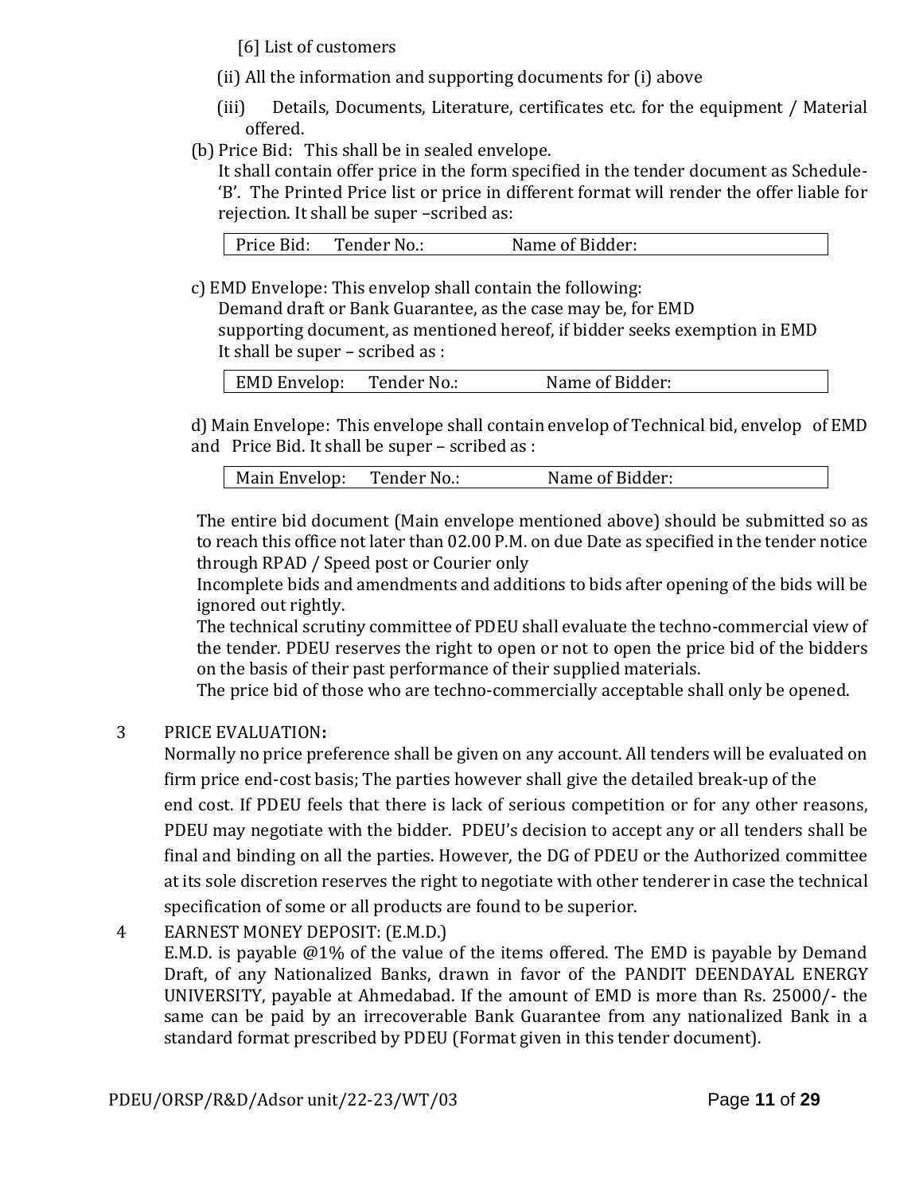[6] List of customers

(ii) All the information and supporting documents for (i) above

(iii) Details, Documents, Literature, certificates etc. for the equipment / Material offered.

(b) Price Bid: This shall be in sealed envelope.

It shall contain offer price in the form specified in the tender document as Schedule-'B'. The Printed Price list or price in different format will render the offer liable for rejection. It shall be super –scribed as:

| Price Bid: Tender No.: Name of Bidder: |
|---|

c) EMD Envelope: This envelop shall contain the following:

Demand draft or Bank Guarantee, as the case may be, for EMD

supporting document, as mentioned hereof, if bidder seeks exemption in EMD

It shall be super – scribed as :

| EMD Envelop: Tender No.: Name of Bidder: |
|---|

d) Main Envelope: This envelope shall contain envelop of Technical bid, envelop of EMD and Price Bid. It shall be super – scribed as :

| Main Envelop: Tender No.: Name of Bidder: |
|---|

The entire bid document (Main envelope mentioned above) should be submitted so as to reach this office not later than 02.00 P.M. on due Date as specified in the tender notice through RPAD / Speed post or Courier only

Incomplete bids and amendments and additions to bids after opening of the bids will be ignored out rightly.

The technical scrutiny committee of PDEU shall evaluate the techno-commercial view of the tender. PDEU reserves the right to open or not to open the price bid of the bidders on the basis of their past performance of their supplied materials.

The price bid of those who are techno-commercially acceptable shall only be opened.

3 PRICE EVALUATION**:**

Normally no price preference shall be given on any account. All tenders will be evaluated on firm price end-cost basis; The parties however shall give the detailed break-up of the end cost. If PDEU feels that there is lack of serious competition or for any other reasons, PDEU may negotiate with the bidder. PDEU's decision to accept any or all tenders shall be final and binding on all the parties. However, the DG of PDEU or the Authorized committee at its sole discretion reserves the right to negotiate with other tenderer in case the technical specification of some or all products are found to be superior.

4 EARNEST MONEY DEPOSIT: (E.M.D.)

E.M.D. is payable @1% of the value of the items offered. The EMD is payable by Demand Draft, of any Nationalized Banks, drawn in favor of the PANDIT DEENDAYAL ENERGY UNIVERSITY, payable at Ahmedabad. If the amount of EMD is more than Rs. 25000/- the same can be paid by an irrecoverable Bank Guarantee from any nationalized Bank in a standard format prescribed by PDEU (Format given in this tender document).

PDEU/ORSP/R&D/Adsor unit/22-23/WT/03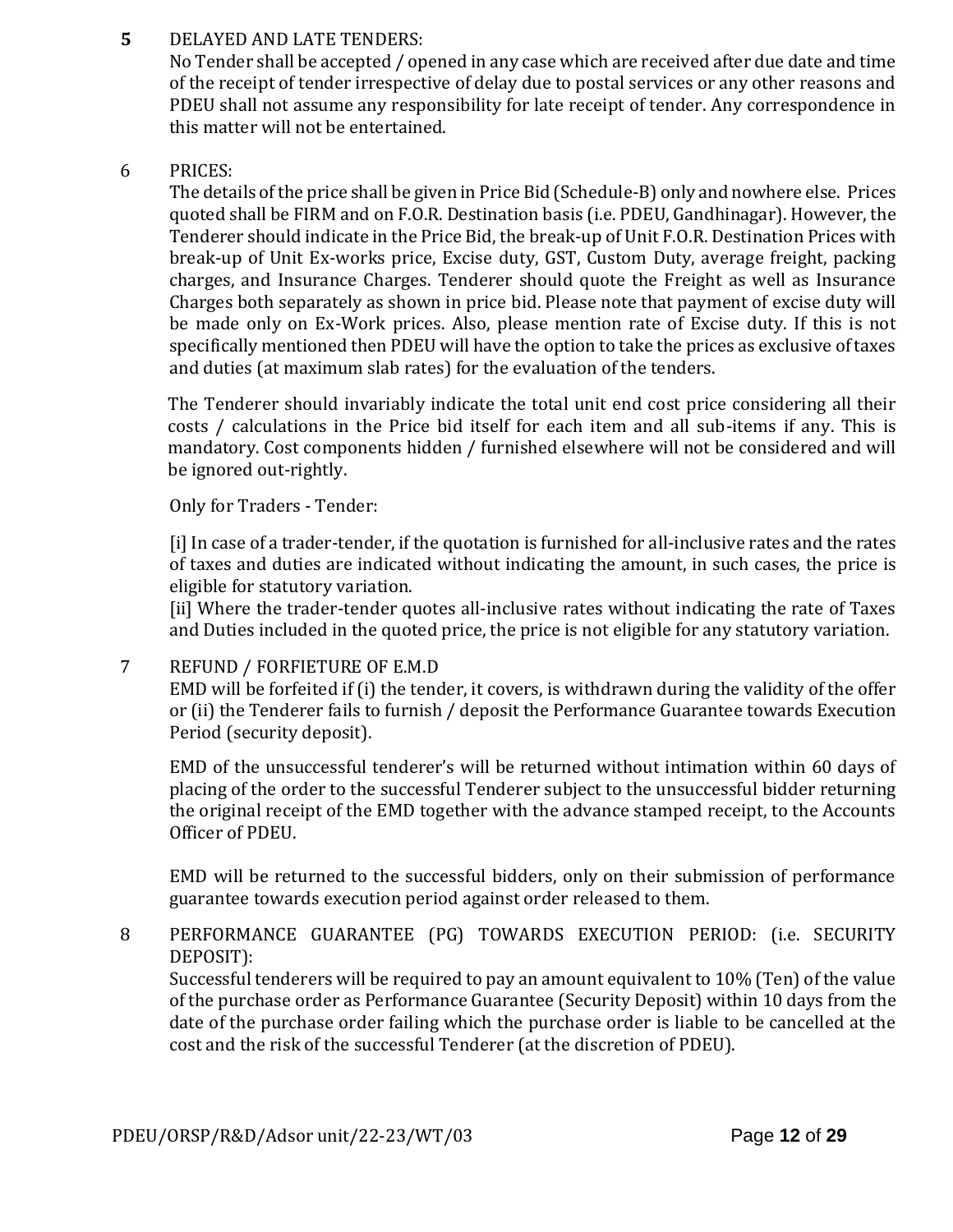**5** DELAYED AND LATE TENDERS:

No Tender shall be accepted / opened in any case which are received after due date and time of the receipt of tender irrespective of delay due to postal services or any other reasons and PDEU shall not assume any responsibility for late receipt of tender. Any correspondence in this matter will not be entertained.

6 PRICES:

The details of the price shall be given in Price Bid (Schedule-B) only and nowhere else. Prices quoted shall be FIRM and on F.O.R. Destination basis (i.e. PDEU, Gandhinagar). However, the Tenderer should indicate in the Price Bid, the break-up of Unit F.O.R. Destination Prices with break-up of Unit Ex-works price, Excise duty, GST, Custom Duty, average freight, packing charges, and Insurance Charges. Tenderer should quote the Freight as well as Insurance Charges both separately as shown in price bid. Please note that payment of excise duty will be made only on Ex-Work prices. Also, please mention rate of Excise duty. If this is not specifically mentioned then PDEU will have the option to take the prices as exclusive of taxes and duties (at maximum slab rates) for the evaluation of the tenders.

The Tenderer should invariably indicate the total unit end cost price considering all their costs / calculations in the Price bid itself for each item and all sub-items if any. This is mandatory. Cost components hidden / furnished elsewhere will not be considered and will be ignored out-rightly.

Only for Traders - Tender:

[i] In case of a trader-tender, if the quotation is furnished for all-inclusive rates and the rates of taxes and duties are indicated without indicating the amount, in such cases, the price is eligible for statutory variation.

[ii] Where the trader-tender quotes all-inclusive rates without indicating the rate of Taxes and Duties included in the quoted price, the price is not eligible for any statutory variation.

7 REFUND / FORFIETURE OF E.M.D

EMD will be forfeited if (i) the tender, it covers, is withdrawn during the validity of the offer or (ii) the Tenderer fails to furnish / deposit the Performance Guarantee towards Execution Period (security deposit).

EMD of the unsuccessful tenderer's will be returned without intimation within 60 days of placing of the order to the successful Tenderer subject to the unsuccessful bidder returning the original receipt of the EMD together with the advance stamped receipt, to the Accounts Officer of PDEU.

EMD will be returned to the successful bidders, only on their submission of performance guarantee towards execution period against order released to them.

8 PERFORMANCE GUARANTEE (PG) TOWARDS EXECUTION PERIOD: (i.e. SECURITY DEPOSIT):

Successful tenderers will be required to pay an amount equivalent to 10% (Ten) of the value of the purchase order as Performance Guarantee (Security Deposit) within 10 days from the date of the purchase order failing which the purchase order is liable to be cancelled at the cost and the risk of the successful Tenderer (at the discretion of PDEU).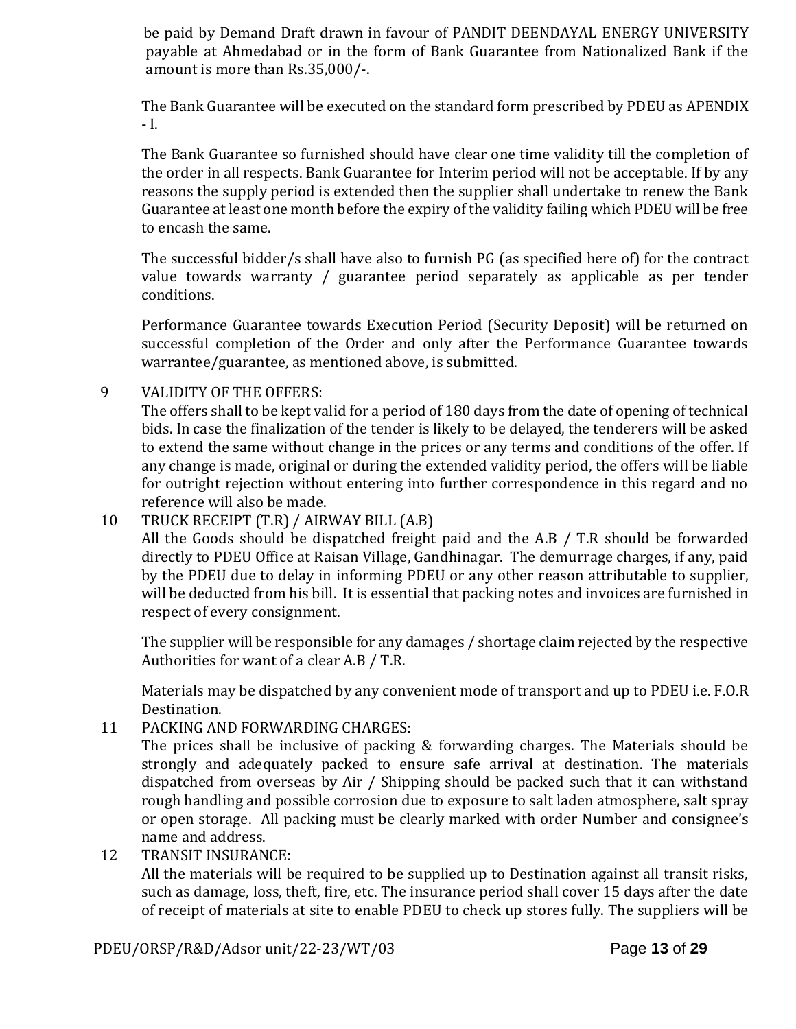be paid by Demand Draft drawn in favour of PANDIT DEENDAYAL ENERGY UNIVERSITY payable at Ahmedabad or in the form of Bank Guarantee from Nationalized Bank if the amount is more than Rs.35,000/-.

The Bank Guarantee will be executed on the standard form prescribed by PDEU as APENDIX - I.

The Bank Guarantee so furnished should have clear one time validity till the completion of the order in all respects. Bank Guarantee for Interim period will not be acceptable. If by any reasons the supply period is extended then the supplier shall undertake to renew the Bank Guarantee at least one month before the expiry of the validity failing which PDEU will be free to encash the same.

The successful bidder/s shall have also to furnish PG (as specified here of) for the contract value towards warranty / guarantee period separately as applicable as per tender conditions.

Performance Guarantee towards Execution Period (Security Deposit) will be returned on successful completion of the Order and only after the Performance Guarantee towards warrantee/guarantee, as mentioned above, is submitted.

9 VALIDITY OF THE OFFERS:

The offers shall to be kept valid for a period of 180 days from the date of opening of technical bids. In case the finalization of the tender is likely to be delayed, the tenderers will be asked to extend the same without change in the prices or any terms and conditions of the offer. If any change is made, original or during the extended validity period, the offers will be liable for outright rejection without entering into further correspondence in this regard and no reference will also be made.

10 TRUCK RECEIPT (T.R) / AIRWAY BILL (A.B)

All the Goods should be dispatched freight paid and the A.B / T.R should be forwarded directly to PDEU Office at Raisan Village, Gandhinagar. The demurrage charges, if any, paid by the PDEU due to delay in informing PDEU or any other reason attributable to supplier, will be deducted from his bill. It is essential that packing notes and invoices are furnished in respect of every consignment.

The supplier will be responsible for any damages / shortage claim rejected by the respective Authorities for want of a clear A.B / T.R.

Materials may be dispatched by any convenient mode of transport and up to PDEU i.e. F.O.R Destination.

11 PACKING AND FORWARDING CHARGES:

The prices shall be inclusive of packing & forwarding charges. The Materials should be strongly and adequately packed to ensure safe arrival at destination. The materials dispatched from overseas by Air / Shipping should be packed such that it can withstand rough handling and possible corrosion due to exposure to salt laden atmosphere, salt spray or open storage. All packing must be clearly marked with order Number and consignee's name and address.

12 TRANSIT INSURANCE:

All the materials will be required to be supplied up to Destination against all transit risks, such as damage, loss, theft, fire, etc. The insurance period shall cover 15 days after the date of receipt of materials at site to enable PDEU to check up stores fully. The suppliers will be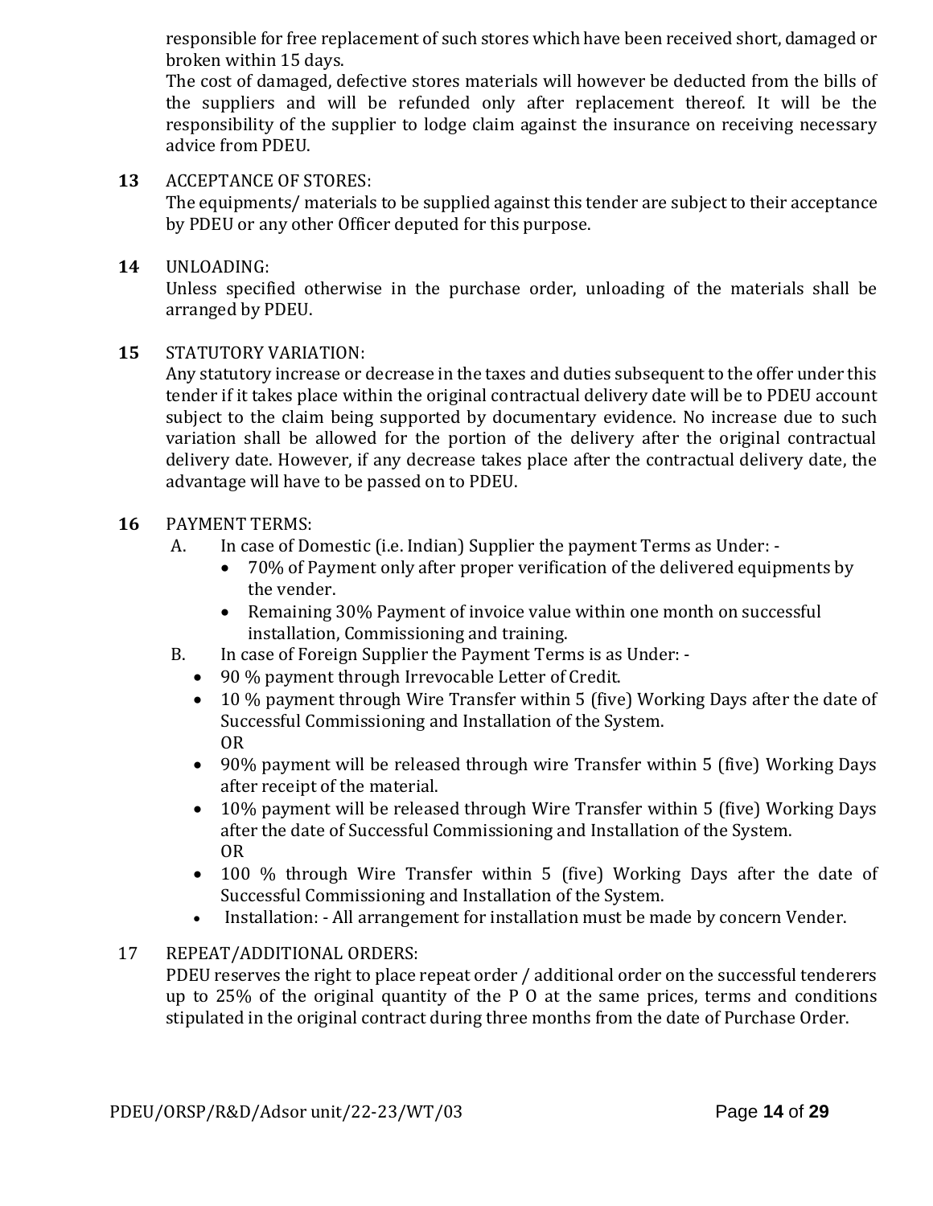responsible for free replacement of such stores which have been received short, damaged or broken within 15 days.

The cost of damaged, defective stores materials will however be deducted from the bills of the suppliers and will be refunded only after replacement thereof. It will be the responsibility of the supplier to lodge claim against the insurance on receiving necessary advice from PDEU.

**13** ACCEPTANCE OF STORES:

The equipments/ materials to be supplied against this tender are subject to their acceptance by PDEU or any other Officer deputed for this purpose.

**14** UNLOADING:

Unless specified otherwise in the purchase order, unloading of the materials shall be arranged by PDEU.

**15** STATUTORY VARIATION:

Any statutory increase or decrease in the taxes and duties subsequent to the offer under this tender if it takes place within the original contractual delivery date will be to PDEU account subject to the claim being supported by documentary evidence. No increase due to such variation shall be allowed for the portion of the delivery after the original contractual delivery date. However, if any decrease takes place after the contractual delivery date, the advantage will have to be passed on to PDEU.

**16** PAYMENT TERMS:

A. In case of Domestic (i.e. Indian) Supplier the payment Terms as Under: -
   - 70% of Payment only after proper verification of the delivered equipments by the vender.
   - Remaining 30% Payment of invoice value within one month on successful installation, Commissioning and training.

B. In case of Foreign Supplier the Payment Terms is as Under: -
   - 90 % payment through Irrevocable Letter of Credit.
   - 10 % payment through Wire Transfer within 5 (five) Working Days after the date of Successful Commissioning and Installation of the System.
     OR
   - 90% payment will be released through wire Transfer within 5 (five) Working Days after receipt of the material.
   - 10% payment will be released through Wire Transfer within 5 (five) Working Days after the date of Successful Commissioning and Installation of the System.
     OR
   - 100 % through Wire Transfer within 5 (five) Working Days after the date of Successful Commissioning and Installation of the System.
   - Installation: - All arrangement for installation must be made by concern Vender.

17 REPEAT/ADDITIONAL ORDERS:

PDEU reserves the right to place repeat order / additional order on the successful tenderers up to 25% of the original quantity of the P O at the same prices, terms and conditions stipulated in the original contract during three months from the date of Purchase Order.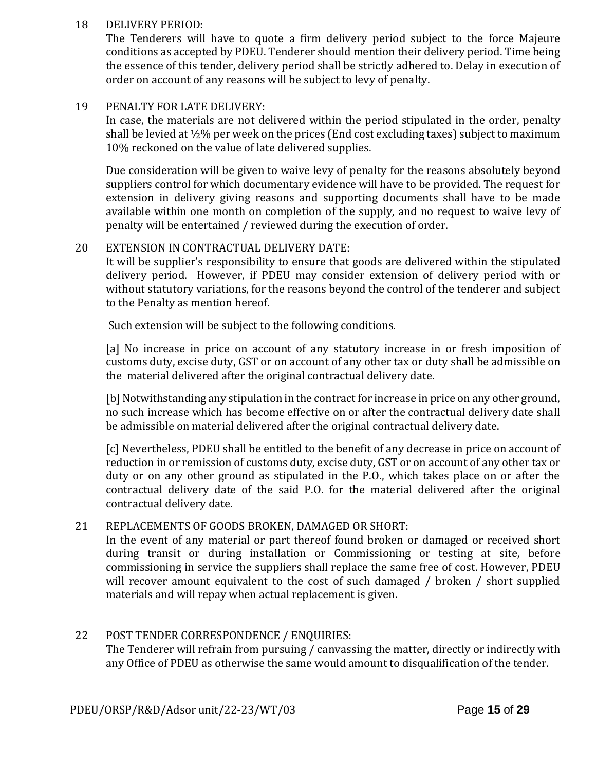18 DELIVERY PERIOD:

The Tenderers will have to quote a firm delivery period subject to the force Majeure conditions as accepted by PDEU. Tenderer should mention their delivery period. Time being the essence of this tender, delivery period shall be strictly adhered to. Delay in execution of order on account of any reasons will be subject to levy of penalty.

19 PENALTY FOR LATE DELIVERY:

In case, the materials are not delivered within the period stipulated in the order, penalty shall be levied at ½% per week on the prices (End cost excluding taxes) subject to maximum 10% reckoned on the value of late delivered supplies.

Due consideration will be given to waive levy of penalty for the reasons absolutely beyond suppliers control for which documentary evidence will have to be provided. The request for extension in delivery giving reasons and supporting documents shall have to be made available within one month on completion of the supply, and no request to waive levy of penalty will be entertained / reviewed during the execution of order.

20 EXTENSION IN CONTRACTUAL DELIVERY DATE:

It will be supplier's responsibility to ensure that goods are delivered within the stipulated delivery period. However, if PDEU may consider extension of delivery period with or without statutory variations, for the reasons beyond the control of the tenderer and subject to the Penalty as mention hereof.

Such extension will be subject to the following conditions.

[a] No increase in price on account of any statutory increase in or fresh imposition of customs duty, excise duty, GST or on account of any other tax or duty shall be admissible on the material delivered after the original contractual delivery date.

[b] Notwithstanding any stipulation in the contract for increase in price on any other ground, no such increase which has become effective on or after the contractual delivery date shall be admissible on material delivered after the original contractual delivery date.

[c] Nevertheless, PDEU shall be entitled to the benefit of any decrease in price on account of reduction in or remission of customs duty, excise duty, GST or on account of any other tax or duty or on any other ground as stipulated in the P.O., which takes place on or after the contractual delivery date of the said P.O. for the material delivered after the original contractual delivery date.

21 REPLACEMENTS OF GOODS BROKEN, DAMAGED OR SHORT:

In the event of any material or part thereof found broken or damaged or received short during transit or during installation or Commissioning or testing at site, before commissioning in service the suppliers shall replace the same free of cost. However, PDEU will recover amount equivalent to the cost of such damaged / broken / short supplied materials and will repay when actual replacement is given.

22 POST TENDER CORRESPONDENCE / ENQUIRIES:

The Tenderer will refrain from pursuing / canvassing the matter, directly or indirectly with any Office of PDEU as otherwise the same would amount to disqualification of the tender.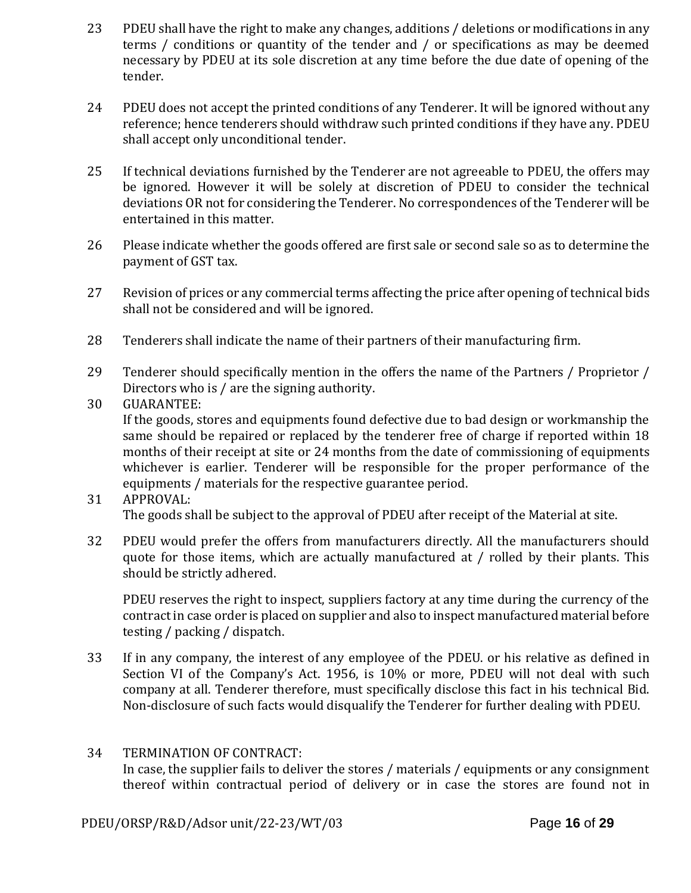23 PDEU shall have the right to make any changes, additions / deletions or modifications in any terms / conditions or quantity of the tender and / or specifications as may be deemed necessary by PDEU at its sole discretion at any time before the due date of opening of the tender.

24 PDEU does not accept the printed conditions of any Tenderer. It will be ignored without any reference; hence tenderers should withdraw such printed conditions if they have any. PDEU shall accept only unconditional tender.

25 If technical deviations furnished by the Tenderer are not agreeable to PDEU, the offers may be ignored. However it will be solely at discretion of PDEU to consider the technical deviations OR not for considering the Tenderer. No correspondences of the Tenderer will be entertained in this matter.

26 Please indicate whether the goods offered are first sale or second sale so as to determine the payment of GST tax.

27 Revision of prices or any commercial terms affecting the price after opening of technical bids shall not be considered and will be ignored.

28 Tenderers shall indicate the name of their partners of their manufacturing firm.

29 Tenderer should specifically mention in the offers the name of the Partners / Proprietor / Directors who is / are the signing authority.

30 GUARANTEE:
If the goods, stores and equipments found defective due to bad design or workmanship the same should be repaired or replaced by the tenderer free of charge if reported within 18 months of their receipt at site or 24 months from the date of commissioning of equipments whichever is earlier. Tenderer will be responsible for the proper performance of the equipments / materials for the respective guarantee period.

31 APPROVAL:
The goods shall be subject to the approval of PDEU after receipt of the Material at site.

32 PDEU would prefer the offers from manufacturers directly. All the manufacturers should quote for those items, which are actually manufactured at / rolled by their plants. This should be strictly adhered.

PDEU reserves the right to inspect, suppliers factory at any time during the currency of the contract in case order is placed on supplier and also to inspect manufactured material before testing / packing / dispatch.

33 If in any company, the interest of any employee of the PDEU. or his relative as defined in Section VI of the Company's Act. 1956, is 10% or more, PDEU will not deal with such company at all. Tenderer therefore, must specifically disclose this fact in his technical Bid. Non-disclosure of such facts would disqualify the Tenderer for further dealing with PDEU.

34 TERMINATION OF CONTRACT:
In case, the supplier fails to deliver the stores / materials / equipments or any consignment thereof within contractual period of delivery or in case the stores are found not in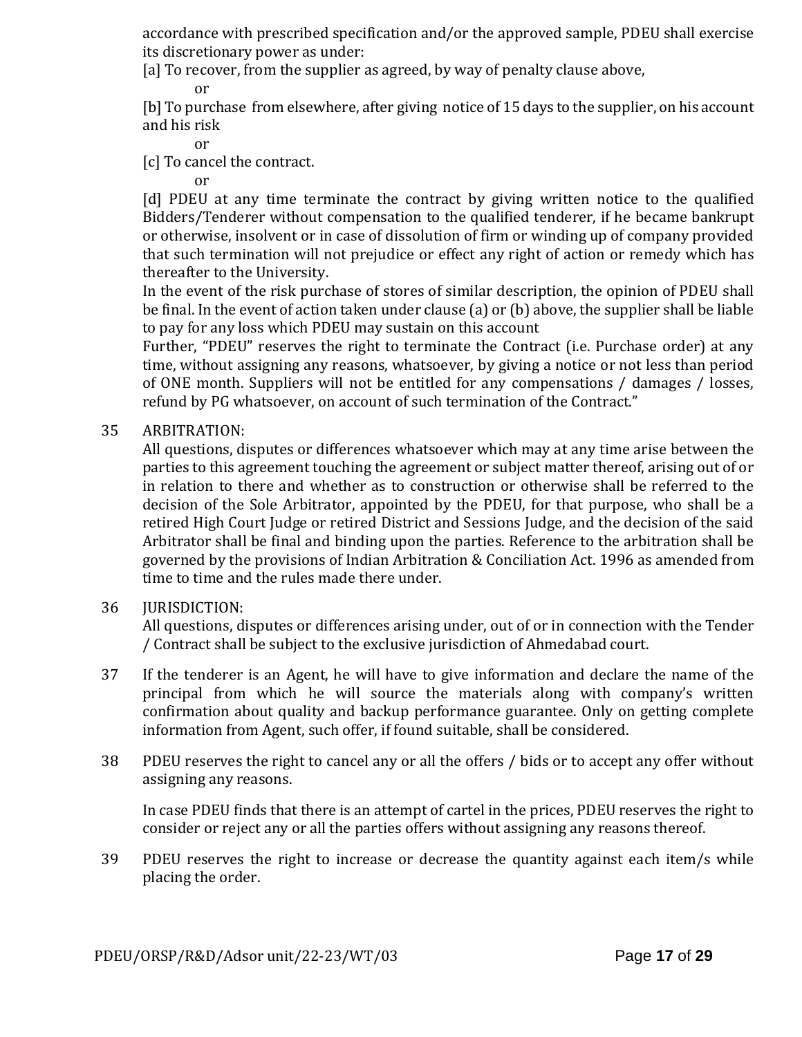accordance with prescribed specification and/or the approved sample, PDEU shall exercise its discretionary power as under:

[a] To recover, from the supplier as agreed, by way of penalty clause above,

or

[b] To purchase from elsewhere, after giving notice of 15 days to the supplier, on his account and his risk

or

[c] To cancel the contract.

or

[d] PDEU at any time terminate the contract by giving written notice to the qualified Bidders/Tenderer without compensation to the qualified tenderer, if he became bankrupt or otherwise, insolvent or in case of dissolution of firm or winding up of company provided that such termination will not prejudice or effect any right of action or remedy which has thereafter to the University.

In the event of the risk purchase of stores of similar description, the opinion of PDEU shall be final. In the event of action taken under clause (a) or (b) above, the supplier shall be liable to pay for any loss which PDEU may sustain on this account

Further, "PDEU" reserves the right to terminate the Contract (i.e. Purchase order) at any time, without assigning any reasons, whatsoever, by giving a notice or not less than period of ONE month. Suppliers will not be entitled for any compensations / damages / losses, refund by PG whatsoever, on account of such termination of the Contract."

35 ARBITRATION:

All questions, disputes or differences whatsoever which may at any time arise between the parties to this agreement touching the agreement or subject matter thereof, arising out of or in relation to there and whether as to construction or otherwise shall be referred to the decision of the Sole Arbitrator, appointed by the PDEU, for that purpose, who shall be a retired High Court Judge or retired District and Sessions Judge, and the decision of the said Arbitrator shall be final and binding upon the parties. Reference to the arbitration shall be governed by the provisions of Indian Arbitration & Conciliation Act. 1996 as amended from time to time and the rules made there under.

36 JURISDICTION:

All questions, disputes or differences arising under, out of or in connection with the Tender / Contract shall be subject to the exclusive jurisdiction of Ahmedabad court.

37 If the tenderer is an Agent, he will have to give information and declare the name of the principal from which he will source the materials along with company's written confirmation about quality and backup performance guarantee. Only on getting complete information from Agent, such offer, if found suitable, shall be considered.

38 PDEU reserves the right to cancel any or all the offers / bids or to accept any offer without assigning any reasons.

In case PDEU finds that there is an attempt of cartel in the prices, PDEU reserves the right to consider or reject any or all the parties offers without assigning any reasons thereof.

39 PDEU reserves the right to increase or decrease the quantity against each item/s while placing the order.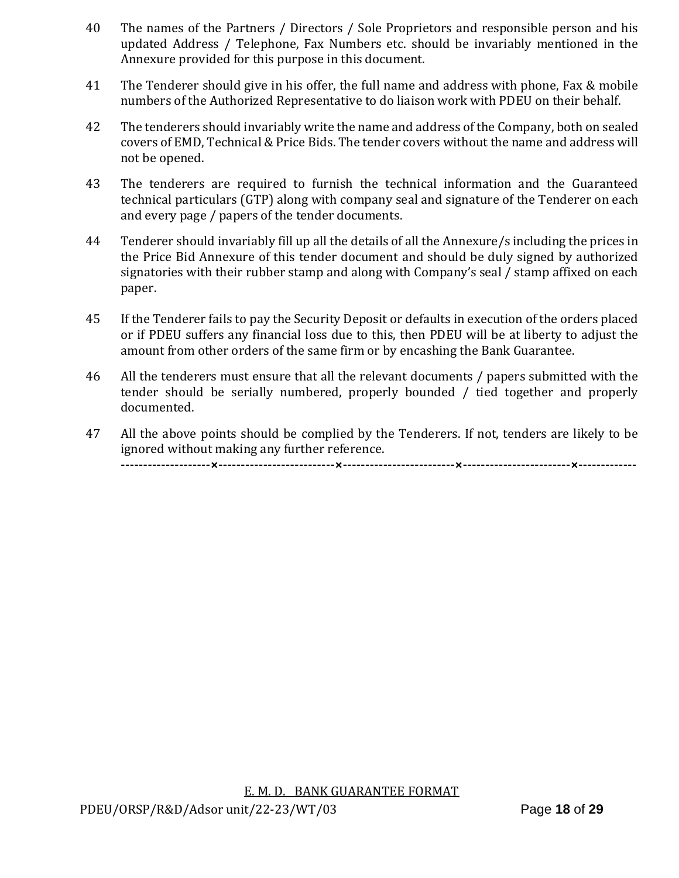40 The names of the Partners / Directors / Sole Proprietors and responsible person and his updated Address / Telephone, Fax Numbers etc. should be invariably mentioned in the Annexure provided for this purpose in this document.

41 The Tenderer should give in his offer, the full name and address with phone, Fax & mobile numbers of the Authorized Representative to do liaison work with PDEU on their behalf.

42 The tenderers should invariably write the name and address of the Company, both on sealed covers of EMD, Technical & Price Bids. The tender covers without the name and address will not be opened.

43 The tenderers are required to furnish the technical information and the Guaranteed technical particulars (GTP) along with company seal and signature of the Tenderer on each and every page / papers of the tender documents.

44 Tenderer should invariably fill up all the details of all the Annexure/s including the prices in the Price Bid Annexure of this tender document and should be duly signed by authorized signatories with their rubber stamp and along with Company's seal / stamp affixed on each paper.

45 If the Tenderer fails to pay the Security Deposit or defaults in execution of the orders placed or if PDEU suffers any financial loss due to this, then PDEU will be at liberty to adjust the amount from other orders of the same firm or by encashing the Bank Guarantee.

46 All the tenderers must ensure that all the relevant documents / papers submitted with the tender should be serially numbered, properly bounded / tied together and properly documented.

47 All the above points should be complied by the Tenderers. If not, tenders are likely to be ignored without making any further reference.

--------------------×--------------------------×-------------------------×------------------------×-------------

E. M. D. BANK GUARANTEE FORMAT

PDEU/ORSP/R&D/Adsor unit/22-23/WT/03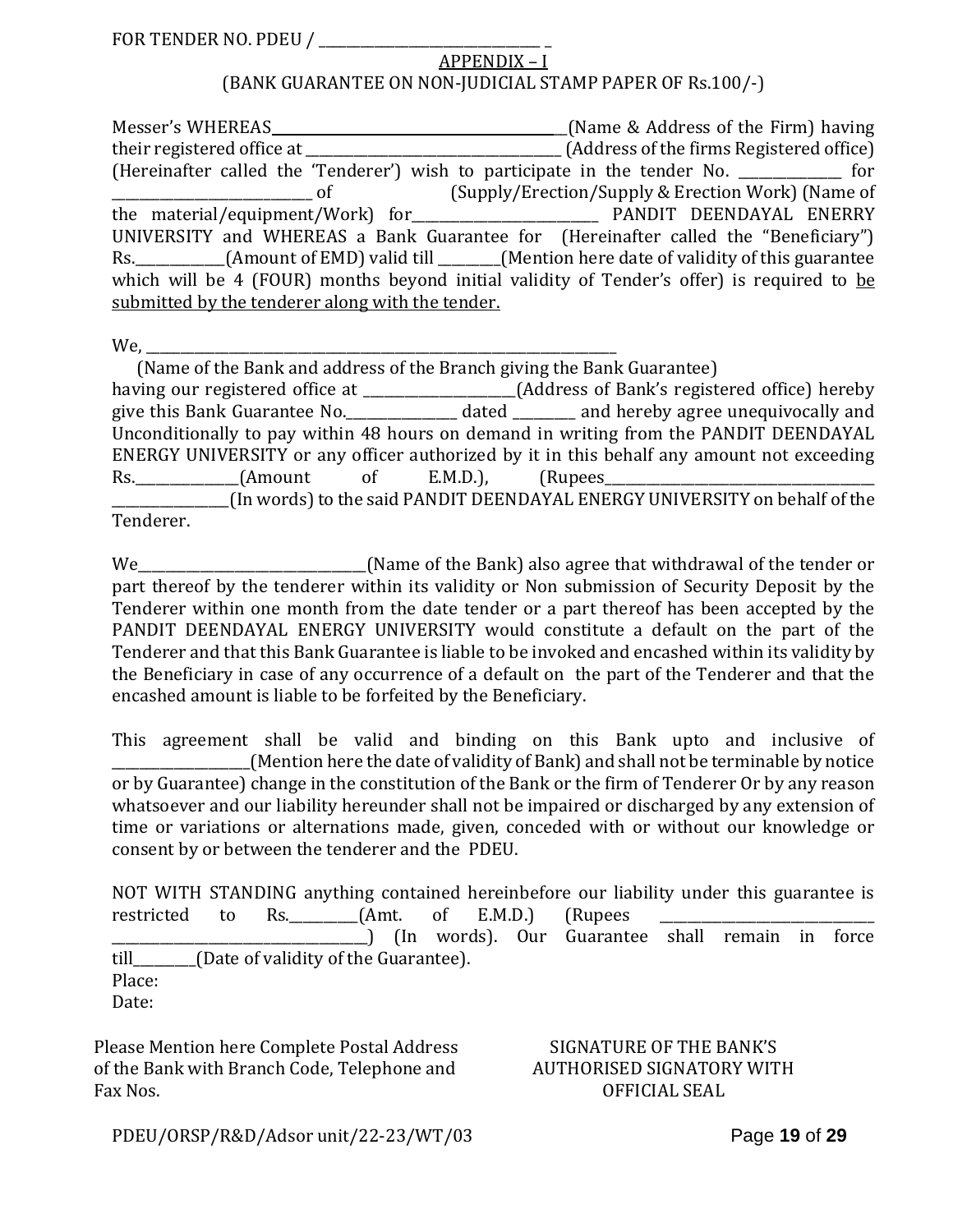FOR TENDER NO. PDEU / _______________________________ _

APPENDIX – I

(BANK GUARANTEE ON NON-JUDICIAL STAMP PAPER OF Rs.100/-)

Messer's WHEREAS__________________________________________(Name & Address of the Firm) having their registered office at ____________________________________ (Address of the firms Registered office) (Hereinafter called the 'Tenderer') wish to participate in the tender No. ______________ for _____________________________ of (Supply/Erection/Supply & Erection Work) (Name of the material/equipment/Work) for___________________________ PANDIT DEENDAYAL ENERRY UNIVERSITY and WHEREAS a Bank Guarantee for (Hereinafter called the "Beneficiary") Rs.____________(Amount of EMD) valid till ________(Mention here date of validity of this guarantee which will be 4 (FOUR) months beyond initial validity of Tender's offer) is required to be submitted by the tenderer along with the tender.

We, ______________________________________________________________________

(Name of the Bank and address of the Branch giving the Bank Guarantee) having our registered office at ______________________(Address of Bank's registered office) hereby give this Bank Guarantee No.________________ dated _________ and hereby agree unequivocally and Unconditionally to pay within 48 hours on demand in writing from the PANDIT DEENDAYAL ENERGY UNIVERSITY or any officer authorized by it in this behalf any amount not exceeding Rs.______________(Amount of E.M.D.), (Rupees_______________________________________ _________________(In words) to the said PANDIT DEENDAYAL ENERGY UNIVERSITY on behalf of the Tenderer.

We_________________________________(Name of the Bank) also agree that withdrawal of the tender or part thereof by the tenderer within its validity or Non submission of Security Deposit by the Tenderer within one month from the date tender or a part thereof has been accepted by the PANDIT DEENDAYAL ENERGY UNIVERSITY would constitute a default on the part of the Tenderer and that this Bank Guarantee is liable to be invoked and encashed within its validity by the Beneficiary in case of any occurrence of a default on the part of the Tenderer and that the encashed amount is liable to be forfeited by the Beneficiary.

This agreement shall be valid and binding on this Bank upto and inclusive of ___________________(Mention here the date of validity of Bank) and shall not be terminable by notice or by Guarantee) change in the constitution of the Bank or the firm of Tenderer Or by any reason whatsoever and our liability hereunder shall not be impaired or discharged by any extension of time or variations or alternations made, given, conceded with or without our knowledge or consent by or between the tenderer and the PDEU.

NOT WITH STANDING anything contained hereinbefore our liability under this guarantee is restricted to Rs._________(Amt. of E.M.D.) (Rupees _______________________________ ____________________________________) (In words). Our Guarantee shall remain in force till_________(Date of validity of the Guarantee).

Place:

Date:

Please Mention here Complete Postal Address of the Bank with Branch Code, Telephone and Fax Nos.

SIGNATURE OF THE BANK'S AUTHORISED SIGNATORY WITH OFFICIAL SEAL

PDEU/ORSP/R&D/Adsor unit/22-23/WT/03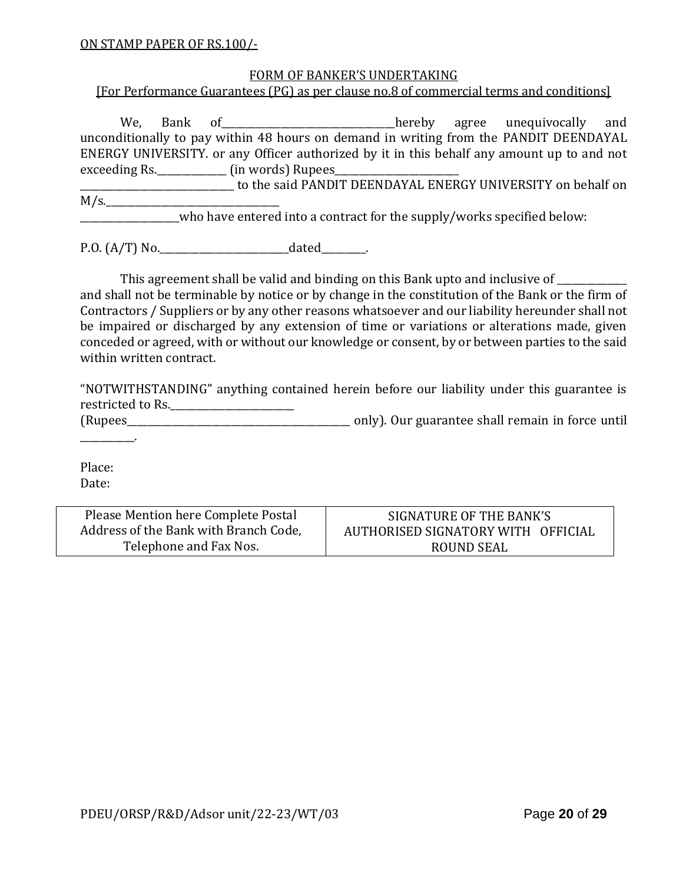ON STAMP PAPER OF RS.100/-

## FORM OF BANKER'S UNDERTAKING

[For Performance Guarantees (PG) as per clause no.8 of commercial terms and conditions]

We, Bank of\_\_\_\_\_\_\_\_\_\_\_\_\_\_\_\_\_\_\_\_\_\_\_\_\_\_\_\_\_\_\_\_\_\_hereby agree unequivocally and unconditionally to pay within 48 hours on demand in writing from the PANDIT DEENDAYAL ENERGY UNIVERSITY. or any Officer authorized by it in this behalf any amount up to and not exceeding Rs.\_\_\_\_\_\_\_\_\_\_\_\_\_\_ (in words) Rupees\_\_\_\_\_\_\_\_\_\_\_\_\_\_\_\_\_\_\_\_\_\_\_\_\_ \_\_\_\_\_\_\_\_\_\_\_\_\_\_\_\_\_\_\_\_\_\_\_\_\_\_\_\_\_\_\_ to the said PANDIT DEENDAYAL ENERGY UNIVERSITY on behalf on M/s.\_\_\_\_\_\_\_\_\_\_\_\_\_\_\_\_\_\_\_\_\_\_\_\_\_\_\_\_\_\_\_\_\_\_\_ \_\_\_\_\_\_\_\_\_\_\_\_\_\_\_\_\_\_\_\_who have entered into a contract for the supply/works specified below:

P.O. (A/T) No.\_\_\_\_\_\_\_\_\_\_\_\_\_\_\_\_\_\_\_\_\_\_\_\_\_\_dated\_\_\_\_\_\_\_\_\_.

This agreement shall be valid and binding on this Bank upto and inclusive of \_\_\_\_\_\_\_\_\_\_\_\_\_\_ and shall not be terminable by notice or by change in the constitution of the Bank or the firm of Contractors / Suppliers or by any other reasons whatsoever and our liability hereunder shall not be impaired or discharged by any extension of time or variations or alterations made, given conceded or agreed, with or without our knowledge or consent, by or between parties to the said within written contract.

"NOTWITHSTANDING" anything contained herein before our liability under this guarantee is restricted to Rs.\_\_\_\_\_\_\_\_\_\_\_\_\_\_\_\_\_\_\_\_\_\_\_\_\_ (Rupees\_\_\_\_\_\_\_\_\_\_\_\_\_\_\_\_\_\_\_\_\_\_\_\_\_\_\_\_\_\_\_\_\_\_\_\_\_\_\_\_\_\_\_\_\_\_ only). Our guarantee shall remain in force until \_\_\_\_\_\_\_\_\_\_\_.

Place:
Date:

| Please Mention here Complete Postal Address of the Bank with Branch Code, Telephone and Fax Nos. | SIGNATURE OF THE BANK'S AUTHORISED SIGNATORY WITH OFFICIAL ROUND SEAL |
| --- | --- |

PDEU/ORSP/R&D/Adsor unit/22-23/WT/03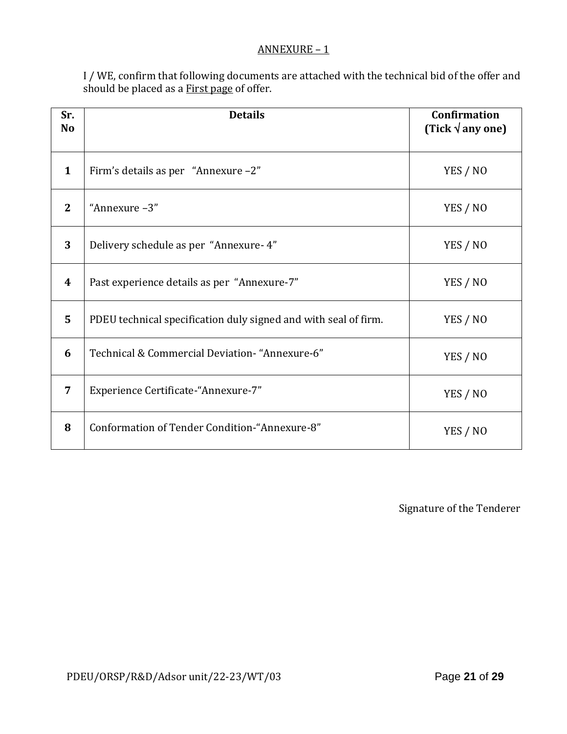## ANNEXURE – 1

I / WE, confirm that following documents are attached with the technical bid of the offer and should be placed as a First page of offer.

| Sr. No | Details | Confirmation (Tick √ any one) |
|---|---|---|
| 1 | Firm's details as per "Annexure –2" | YES / NO |
| 2 | "Annexure –3" | YES / NO |
| 3 | Delivery schedule as per "Annexure- 4" | YES / NO |
| 4 | Past experience details as per "Annexure-7" | YES / NO |
| 5 | PDEU technical specification duly signed and with seal of firm. | YES / NO |
| 6 | Technical & Commercial Deviation- "Annexure-6" | YES / NO |
| 7 | Experience Certificate-"Annexure-7" | YES / NO |
| 8 | Conformation of Tender Condition-"Annexure-8" | YES / NO |

Signature of the Tenderer

PDEU/ORSP/R&D/Adsor unit/22-23/WT/03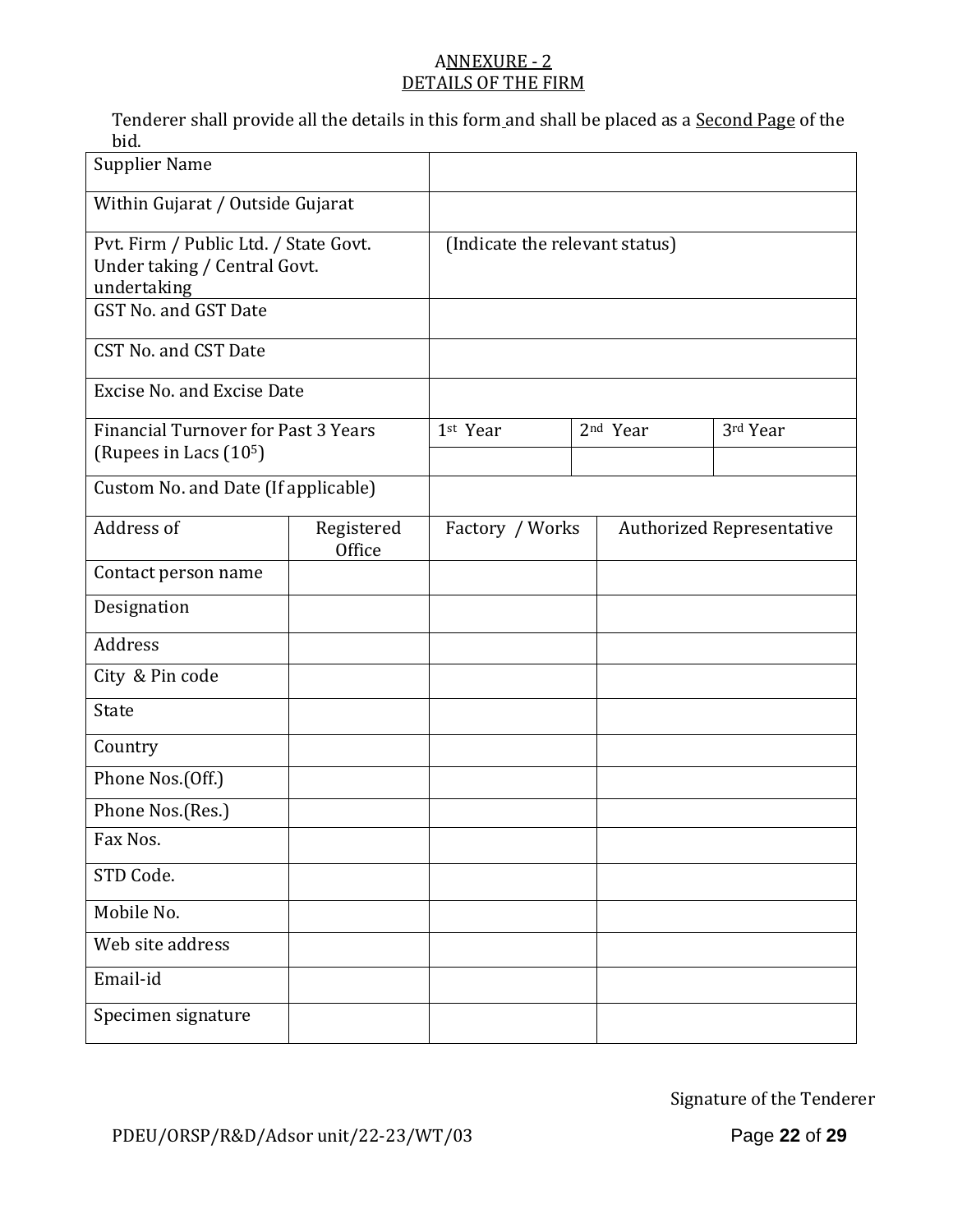# ANNEXURE - 2
## DETAILS OF THE FIRM

Tenderer shall provide all the details in this form and shall be placed as a Second Page of the bid.

| | | | |
|---|---|---|---|
| Supplier Name | | | |
| Within Gujarat / Outside Gujarat | | | |
| Pvt. Firm / Public Ltd. / State Govt. Under taking / Central Govt. undertaking | (Indicate the relevant status) | | |
| GST No. and GST Date | | | |
| CST No. and CST Date | | | |
| Excise No. and Excise Date | | | |
| Financial Turnover for Past 3 Years (Rupees in Lacs ($10^5$) | 1st Year | 2nd Year | 3rd Year |
| | | | |
| Custom No. and Date (If applicable) | | | |

| Address of | Registered Office | Factory / Works | Authorized Representative |
|---|---|---|---|
| Contact person name | | | |
| Designation | | | |
| Address | | | |
| City & Pin code | | | |
| State | | | |
| Country | | | |
| Phone Nos.(Off.) | | | |
| Phone Nos.(Res.) | | | |
| Fax Nos. | | | |
| STD Code. | | | |
| Mobile No. | | | |
| Web site address | | | |
| Email-id | | | |
| Specimen signature | | | |

Signature of the Tenderer

PDEU/ORSP/R&D/Adsor unit/22-23/WT/03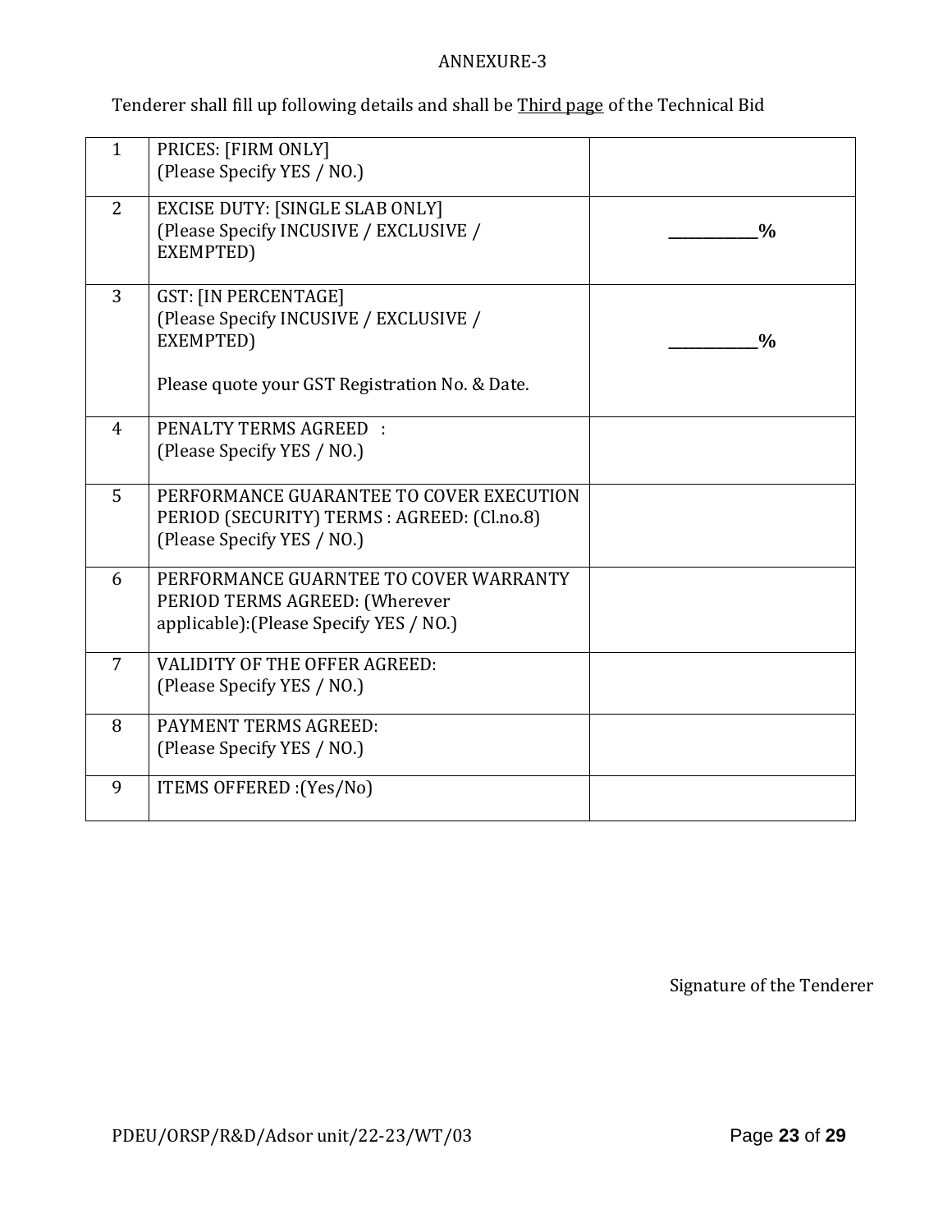ANNEXURE-3

Tenderer shall fill up following details and shall be Third page of the Technical Bid

| | | |
|---|---|---|
| 1 | PRICES: [FIRM ONLY]<br>(Please Specify YES / NO.) | |
| 2 | EXCISE DUTY: [SINGLE SLAB ONLY]<br>(Please Specify INCUSIVE / EXCLUSIVE / EXEMPTED) | ___________% |
| 3 | GST: [IN PERCENTAGE]<br>(Please Specify INCUSIVE / EXCLUSIVE / EXEMPTED)<br><br>Please quote your GST Registration No. & Date. | ___________% |
| 4 | PENALTY TERMS AGREED :<br>(Please Specify YES / NO.) | |
| 5 | PERFORMANCE GUARANTEE TO COVER EXECUTION PERIOD (SECURITY) TERMS : AGREED: (Cl.no.8)<br>(Please Specify YES / NO.) | |
| 6 | PERFORMANCE GUARNTEE TO COVER WARRANTY PERIOD TERMS AGREED: (Wherever applicable):(Please Specify YES / NO.) | |
| 7 | VALIDITY OF THE OFFER AGREED:<br>(Please Specify YES / NO.) | |
| 8 | PAYMENT TERMS AGREED:<br>(Please Specify YES / NO.) | |
| 9 | ITEMS OFFERED :(Yes/No) | |

Signature of the Tenderer

PDEU/ORSP/R&D/Adsor unit/22-23/WT/03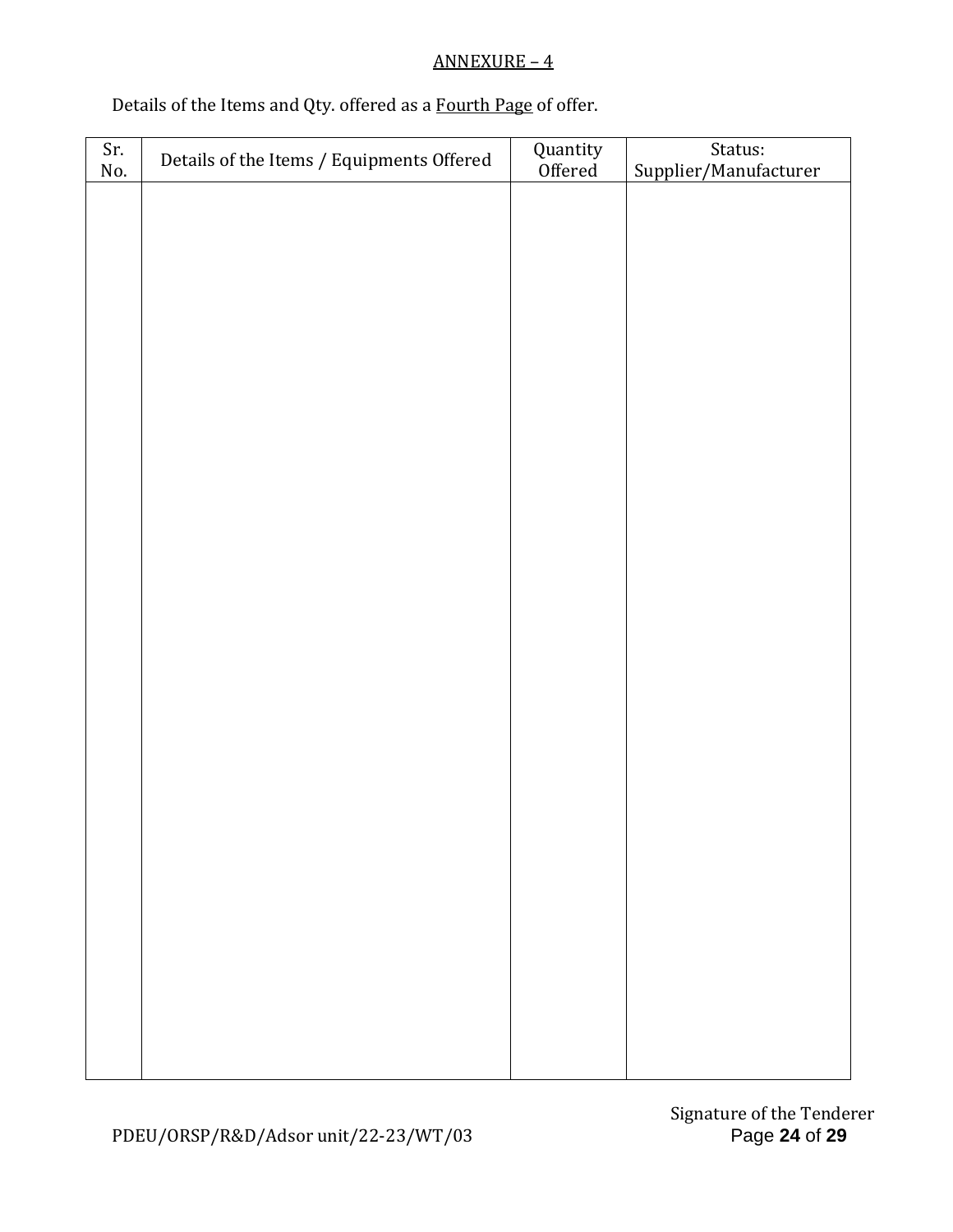ANNEXURE – 4

Details of the Items and Qty. offered as a Fourth Page of offer.

| Sr. No. | Details of the Items / Equipments Offered | Quantity Offered | Status: Supplier/Manufacturer |
|---|---|---|---|
| | | | |

Signature of the Tenderer

PDEU/ORSP/R&D/Adsor unit/22-23/WT/03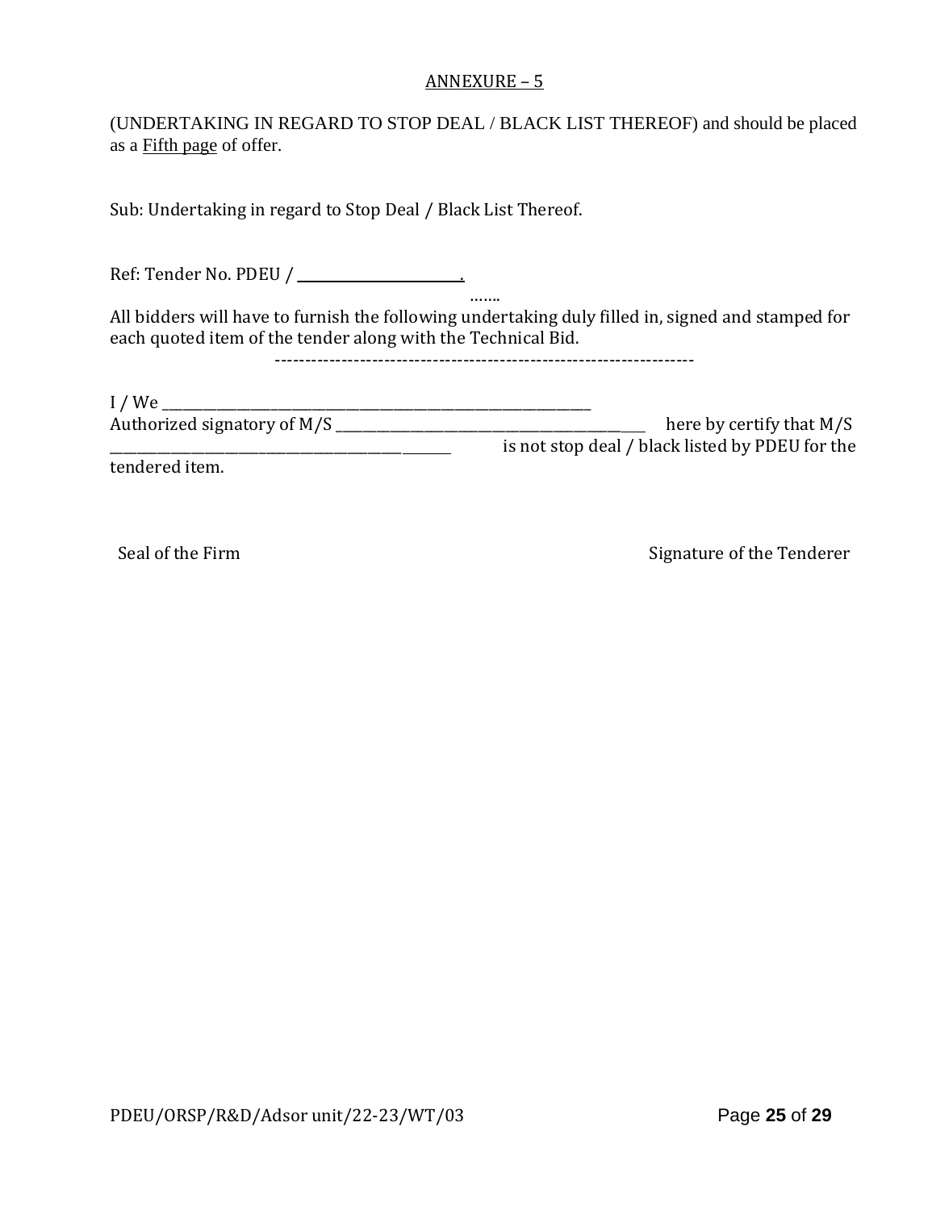ANNEXURE – 5

(UNDERTAKING IN REGARD TO STOP DEAL / BLACK LIST THEREOF) and should be placed as a Fifth page of offer.

Sub: Undertaking in regard to Stop Deal / Black List Thereof.

Ref: Tender No. PDEU / ______________________.

…….

All bidders will have to furnish the following undertaking duly filled in, signed and stamped for each quoted item of the tender along with the Technical Bid.

---

I / We ________________________________________________________________

Authorized signatory of M/S _____________________________________________ here by certify that M/S _____________________________________________ is not stop deal / black listed by PDEU for the tendered item.

Seal of the Firm                                                                                                    Signature of the Tenderer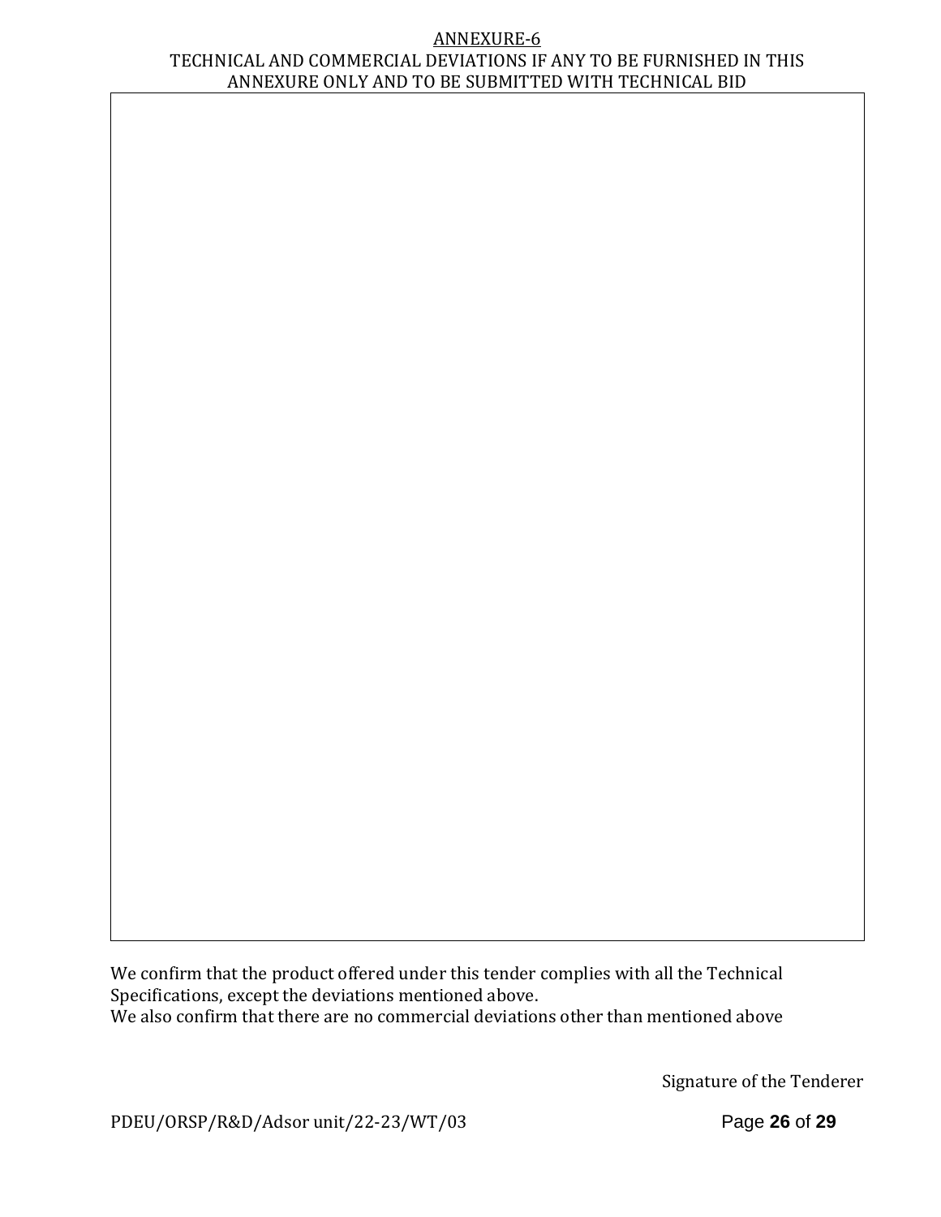ANNEXURE-6

TECHNICAL AND COMMERCIAL DEVIATIONS IF ANY TO BE FURNISHED IN THIS ANNEXURE ONLY AND TO BE SUBMITTED WITH TECHNICAL BID

| |
|---|
| |

We confirm that the product offered under this tender complies with all the Technical Specifications, except the deviations mentioned above.
We also confirm that there are no commercial deviations other than mentioned above

Signature of the Tenderer

PDEU/ORSP/R&D/Adsor unit/22-23/WT/03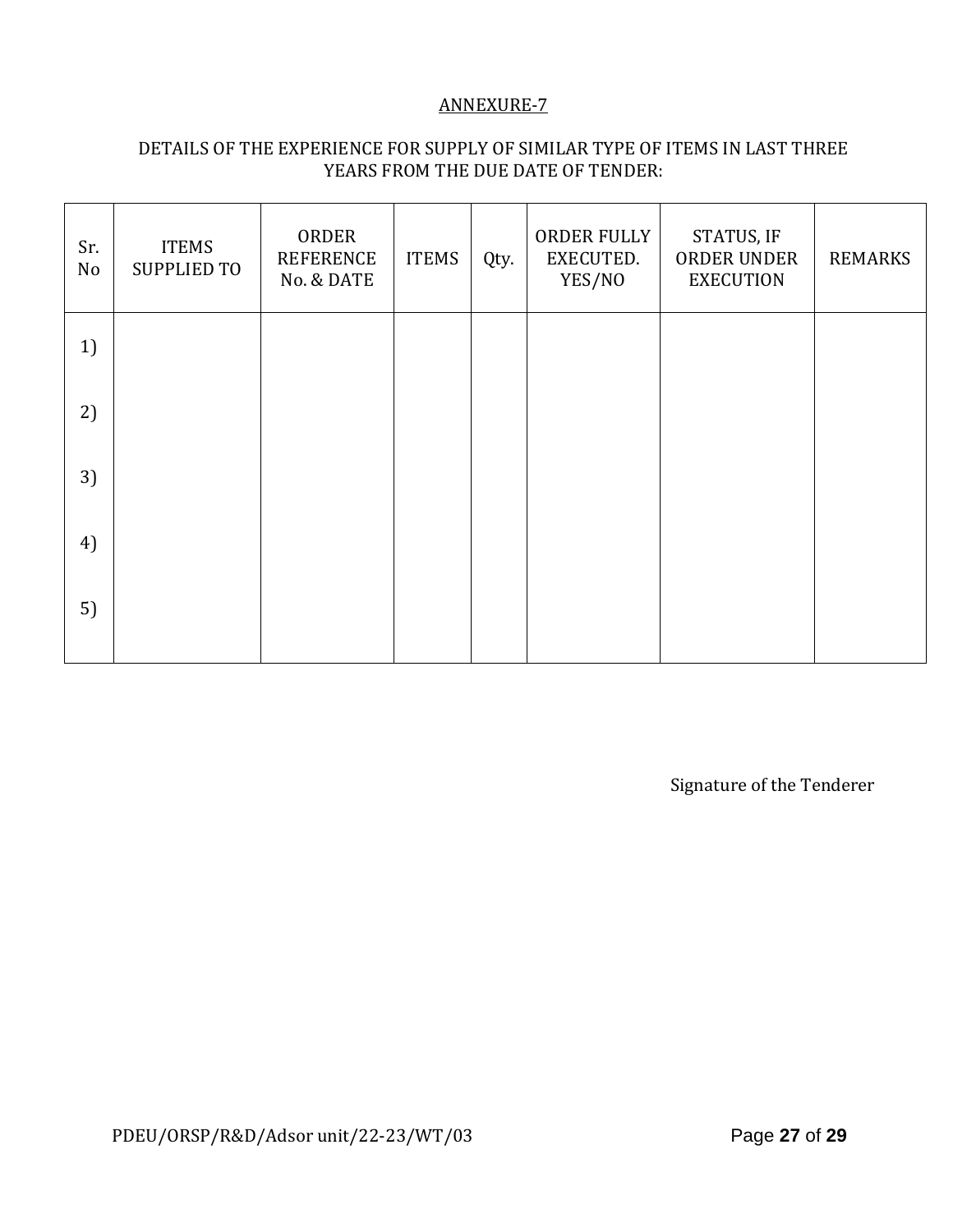ANNEXURE-7

DETAILS OF THE EXPERIENCE FOR SUPPLY OF SIMILAR TYPE OF ITEMS IN LAST THREE YEARS FROM THE DUE DATE OF TENDER:

| Sr. No | ITEMS SUPPLIED TO | ORDER REFERENCE No. & DATE | ITEMS | Qty. | ORDER FULLY EXECUTED. YES/NO | STATUS, IF ORDER UNDER EXECUTION | REMARKS |
|---|---|---|---|---|---|---|---|
| 1) | | | | | | | |
| 2) | | | | | | | |
| 3) | | | | | | | |
| 4) | | | | | | | |
| 5) | | | | | | | |

Signature of the Tenderer

PDEU/ORSP/R&D/Adsor unit/22-23/WT/03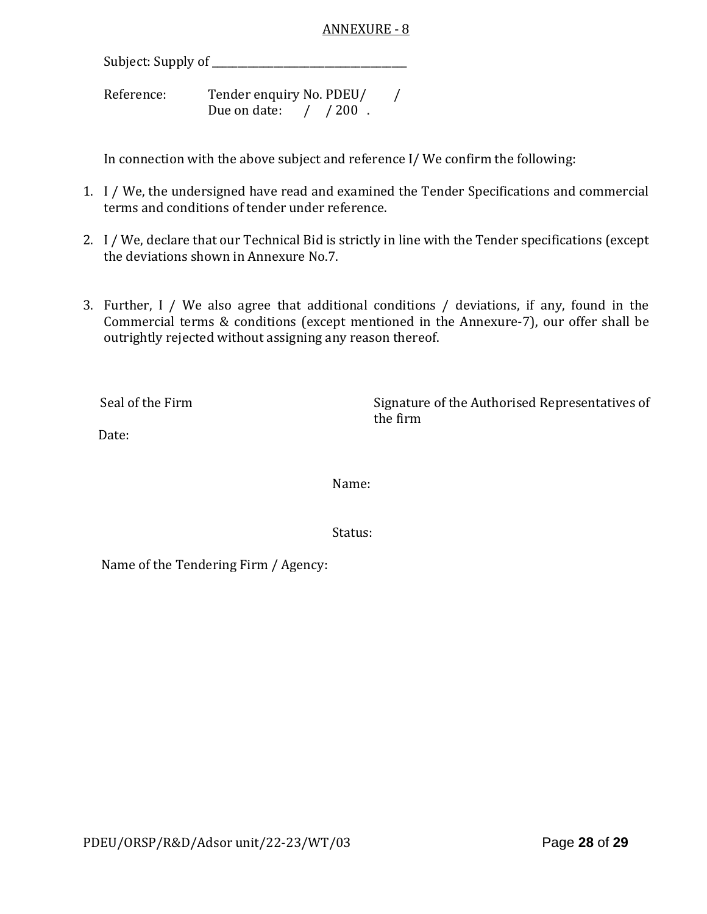ANNEXURE - 8

Subject: Supply of ______________________________________

Reference: Tender enquiry No. PDEU/ /
Due on date: / / 200 .

In connection with the above subject and reference I/ We confirm the following:

1. I / We, the undersigned have read and examined the Tender Specifications and commercial terms and conditions of tender under reference.
2. I / We, declare that our Technical Bid is strictly in line with the Tender specifications (except the deviations shown in Annexure No.7.
3. Further, I / We also agree that additional conditions / deviations, if any, found in the Commercial terms & conditions (except mentioned in the Annexure-7), our offer shall be outrightly rejected without assigning any reason thereof.

Seal of the Firm

Signature of the Authorised Representatives of the firm

Date:

Name:

Status:

Name of the Tendering Firm / Agency: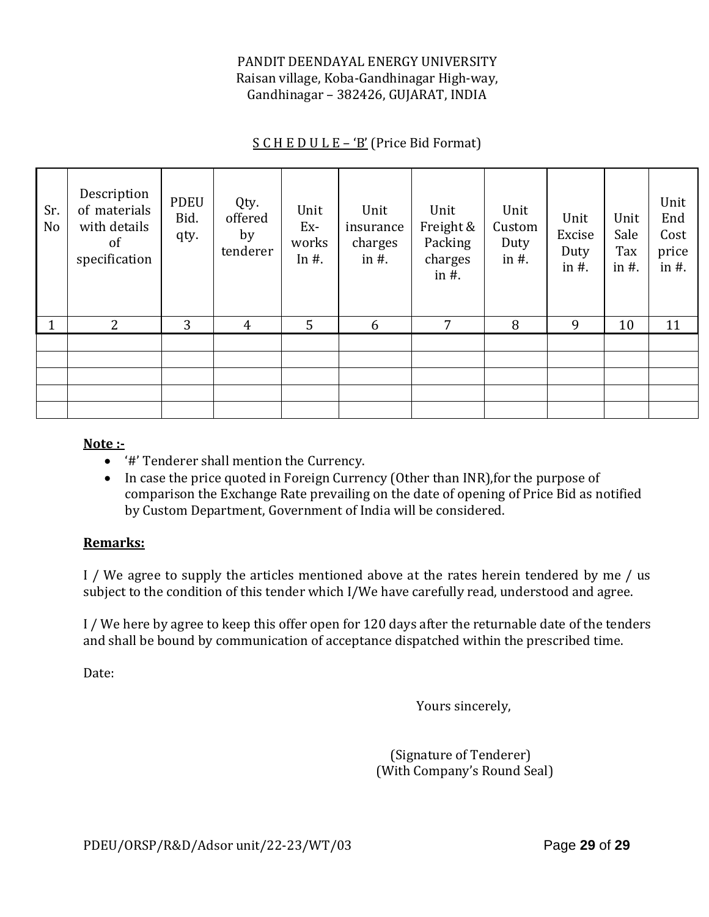PANDIT DEENDAYAL ENERGY UNIVERSITY
Raisan village, Koba-Gandhinagar High-way,
Gandhinagar – 382426, GUJARAT, INDIA

S C H E D U L E – 'B' (Price Bid Format)

| Sr. No | Description of materials with details of specification | PDEU Bid. qty. | Qty. offered by tenderer | Unit Ex-works In #. | Unit insurance charges in #. | Unit Freight & Packing charges in #. | Unit Custom Duty in #. | Unit Excise Duty in #. | Unit Sale Tax in #. | Unit End Cost price in #. |
|---|---|---|---|---|---|---|---|---|---|---|
| 1 | 2 | 3 | 4 | 5 | 6 | 7 | 8 | 9 | 10 | 11 |
| | | | | | | | | | | |
| | | | | | | | | | | |
| | | | | | | | | | | |
| | | | | | | | | | | |
| | | | | | | | | | | |

**Note :-**

- '#' Tenderer shall mention the Currency.
- In case the price quoted in Foreign Currency (Other than INR),for the purpose of comparison the Exchange Rate prevailing on the date of opening of Price Bid as notified by Custom Department, Government of India will be considered.

**Remarks:**

I / We agree to supply the articles mentioned above at the rates herein tendered by me / us subject to the condition of this tender which I/We have carefully read, understood and agree.

I / We here by agree to keep this offer open for 120 days after the returnable date of the tenders and shall be bound by communication of acceptance dispatched within the prescribed time.

Date:

Yours sincerely,

(Signature of Tenderer)
(With Company's Round Seal)

PDEU/ORSP/R&D/Adsor unit/22-23/WT/03